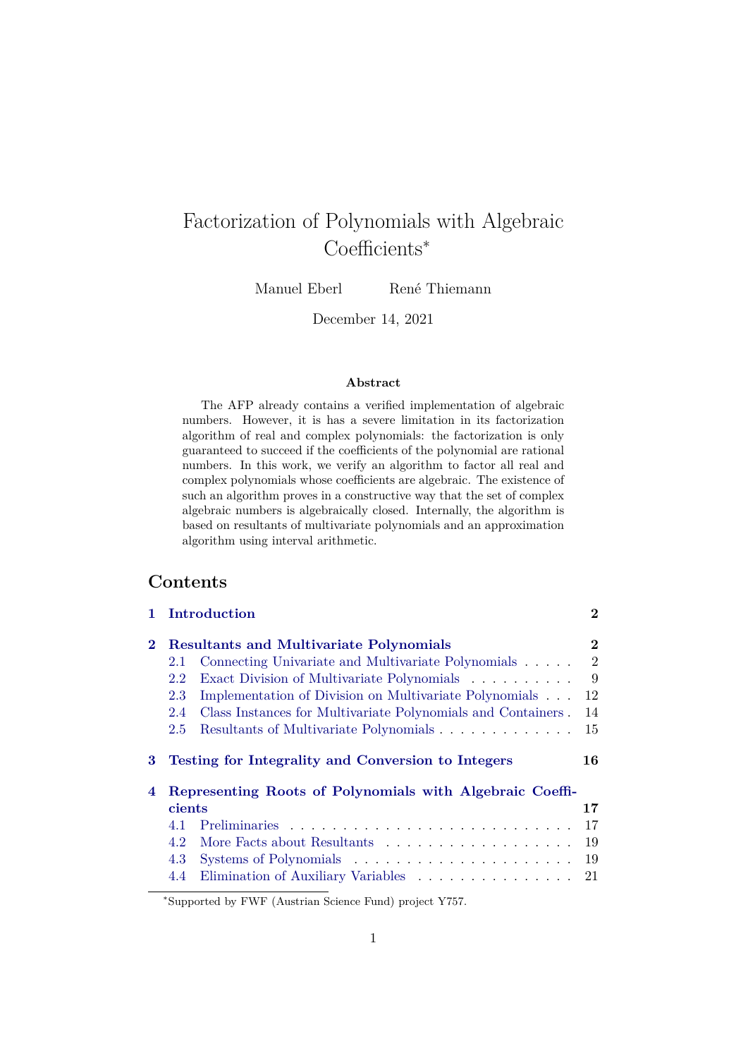# Factorization of Polynomials with Algebraic Coefficients*

Manuel Eberl    René Thiemann

December 14, 2021

### Abstract

The AFP already contains a verified implementation of algebraic numbers. However, it is has a severe limitation in its factorization algorithm of real and complex polynomials: the factorization is only guaranteed to succeed if the coefficients of the polynomial are rational numbers. In this work, we verify an algorithm to factor all real and complex polynomials whose coefficients are algebraic. The existence of such an algorithm proves in a constructive way that the set of complex algebraic numbers is algebraically closed. Internally, the algorithm is based on resultants of multivariate polynomials and an approximation algorithm using interval arithmetic.

## Contents

- **1 Introduction** — 2
- **2 Resultants and Multivariate Polynomials** — 2
  - 2.1 Connecting Univariate and Multivariate Polynomials — 2
  - 2.2 Exact Division of Multivariate Polynomials — 9
  - 2.3 Implementation of Division on Multivariate Polynomials — 12
  - 2.4 Class Instances for Multivariate Polynomials and Containers — 14
  - 2.5 Resultants of Multivariate Polynomials — 15
- **3 Testing for Integrality and Conversion to Integers** — 16
- **4 Representing Roots of Polynomials with Algebraic Coefficients** — 17
  - 4.1 Preliminaries — 17
  - 4.2 More Facts about Resultants — 19
  - 4.3 Systems of Polynomials — 19
  - 4.4 Elimination of Auxiliary Variables — 21

*Supported by FWF (Austrian Science Fund) project Y757.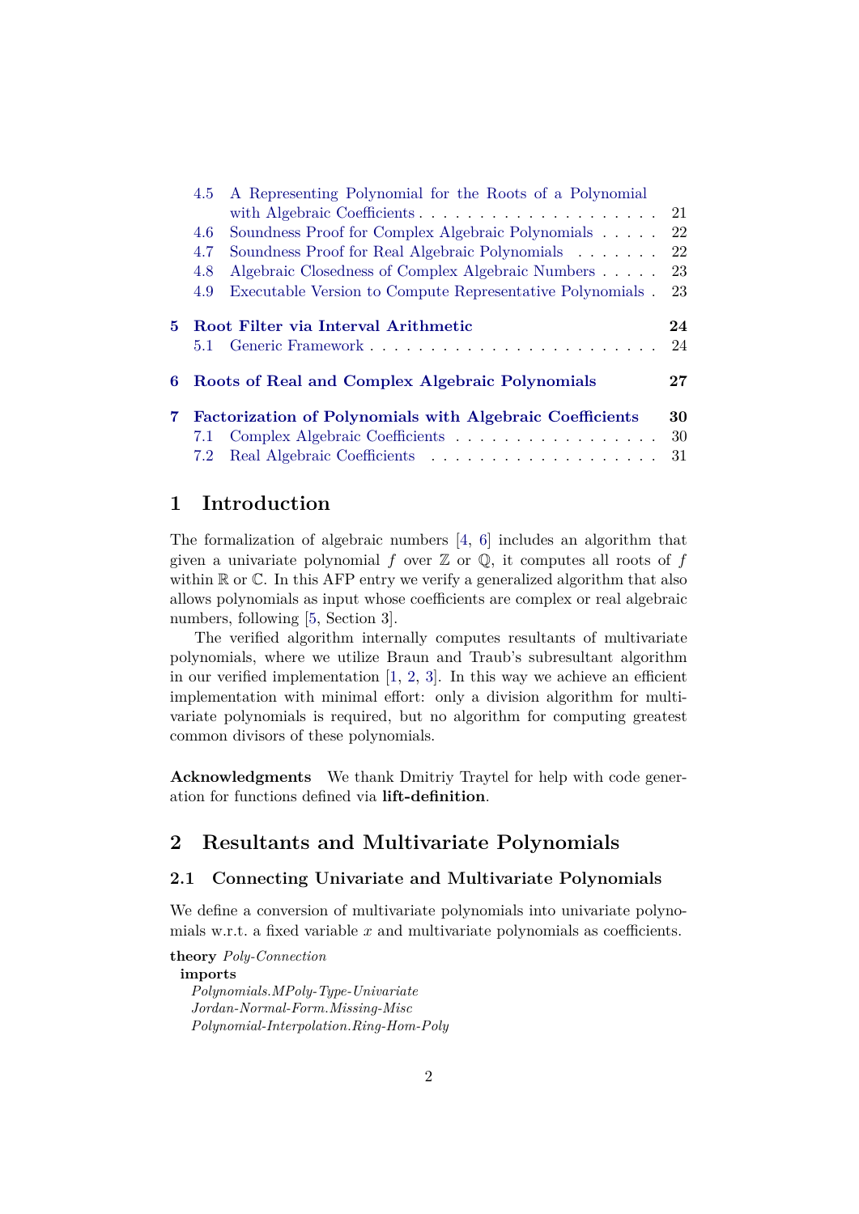4.5 A Representing Polynomial for the Roots of a Polynomial with Algebraic Coefficients . . . . . . . . . . . . . . . . . . . . 21
4.6 Soundness Proof for Complex Algebraic Polynomials . . . . . 22
4.7 Soundness Proof for Real Algebraic Polynomials . . . . . . . 22
4.8 Algebraic Closedness of Complex Algebraic Numbers . . . . . 23
4.9 Executable Version to Compute Representative Polynomials . 23

**5 Root Filter via Interval Arithmetic** **24**
5.1 Generic Framework . . . . . . . . . . . . . . . . . . . . . . . . 24

**6 Roots of Real and Complex Algebraic Polynomials** **27**

**7 Factorization of Polynomials with Algebraic Coefficients** **30**
7.1 Complex Algebraic Coefficients . . . . . . . . . . . . . . . . . 30
7.2 Real Algebraic Coefficients . . . . . . . . . . . . . . . . . . . 31

# 1 Introduction

The formalization of algebraic numbers [4, 6] includes an algorithm that given a univariate polynomial $f$ over $\mathbb{Z}$ or $\mathbb{Q}$, it computes all roots of $f$ within $\mathbb{R}$ or $\mathbb{C}$. In this AFP entry we verify a generalized algorithm that also allows polynomials as input whose coefficients are complex or real algebraic numbers, following [5, Section 3].

The verified algorithm internally computes resultants of multivariate polynomials, where we utilize Braun and Traub's subresultant algorithm in our verified implementation [1, 2, 3]. In this way we achieve an efficient implementation with minimal effort: only a division algorithm for multivariate polynomials is required, but no algorithm for computing greatest common divisors of these polynomials.

**Acknowledgments** We thank Dmitriy Traytel for help with code generation for functions defined via **lift-definition**.

# 2 Resultants and Multivariate Polynomials

## 2.1 Connecting Univariate and Multivariate Polynomials

We define a conversion of multivariate polynomials into univariate polynomials w.r.t. a fixed variable $x$ and multivariate polynomials as coefficients.

**theory** *Poly-Connection*
  **imports**
    *Polynomials.MPoly-Type-Univariate*
    *Jordan-Normal-Form.Missing-Misc*
    *Polynomial-Interpolation.Ring-Hom-Poly*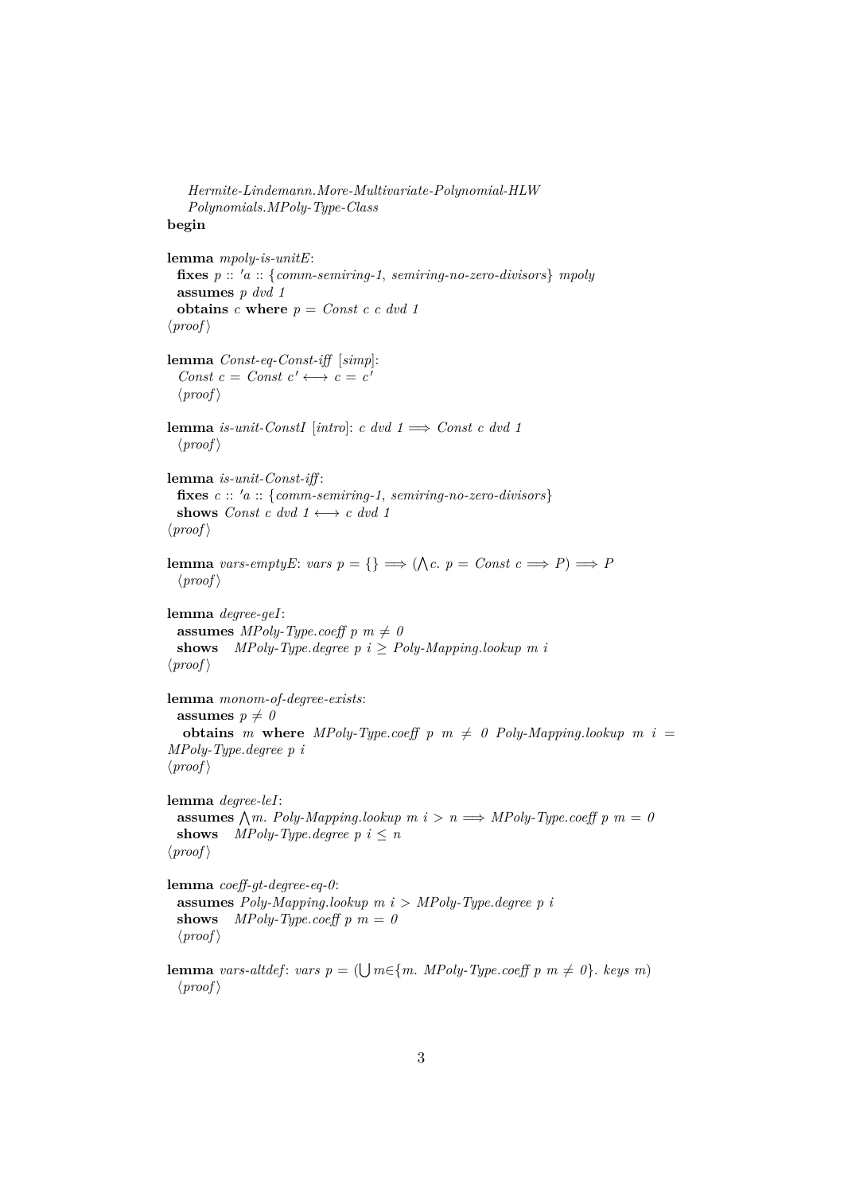*Hermite-Lindemann.More-Multivariate-Polynomial-HLW*
*Polynomials.MPoly-Type-Class*
**begin**

**lemma** *mpoly-is-unitE*:
**fixes** *p* :: *'a* :: {*comm-semiring-1*, *semiring-no-zero-divisors*} *mpoly*
**assumes** *p dvd 1*
**obtains** *c* **where** *p* = *Const c c dvd 1*
⟨*proof*⟩

**lemma** *Const-eq-Const-iff* [*simp*]:
*Const c* = *Const c'* ⟷ *c* = *c'*
⟨*proof*⟩

**lemma** *is-unit-ConstI* [*intro*]: *c dvd 1* ⟹ *Const c dvd 1*
⟨*proof*⟩

**lemma** *is-unit-Const-iff*:
**fixes** *c* :: *'a* :: {*comm-semiring-1*, *semiring-no-zero-divisors*}
**shows** *Const c dvd 1* ⟷ *c dvd 1*
⟨*proof*⟩

**lemma** *vars-emptyE*: *vars p* = {} ⟹ (⋀*c*. *p* = *Const c* ⟹ *P*) ⟹ *P*
⟨*proof*⟩

**lemma** *degree-geI*:
**assumes** *MPoly-Type.coeff p m* ≠ *0*
**shows** *MPoly-Type.degree p i* ≥ *Poly-Mapping.lookup m i*
⟨*proof*⟩

**lemma** *monom-of-degree-exists*:
**assumes** *p* ≠ *0*
**obtains** *m* **where** *MPoly-Type.coeff p m* ≠ *0* *Poly-Mapping.lookup m i* = *MPoly-Type.degree p i*
⟨*proof*⟩

**lemma** *degree-leI*:
**assumes** ⋀*m*. *Poly-Mapping.lookup m i* > *n* ⟹ *MPoly-Type.coeff p m* = *0*
**shows** *MPoly-Type.degree p i* ≤ *n*
⟨*proof*⟩

**lemma** *coeff-gt-degree-eq-0*:
**assumes** *Poly-Mapping.lookup m i* > *MPoly-Type.degree p i*
**shows** *MPoly-Type.coeff p m* = *0*
⟨*proof*⟩

**lemma** *vars-altdef*: *vars p* = (⋃*m*∈{*m*. *MPoly-Type.coeff p m* ≠ *0*}. *keys m*)
⟨*proof*⟩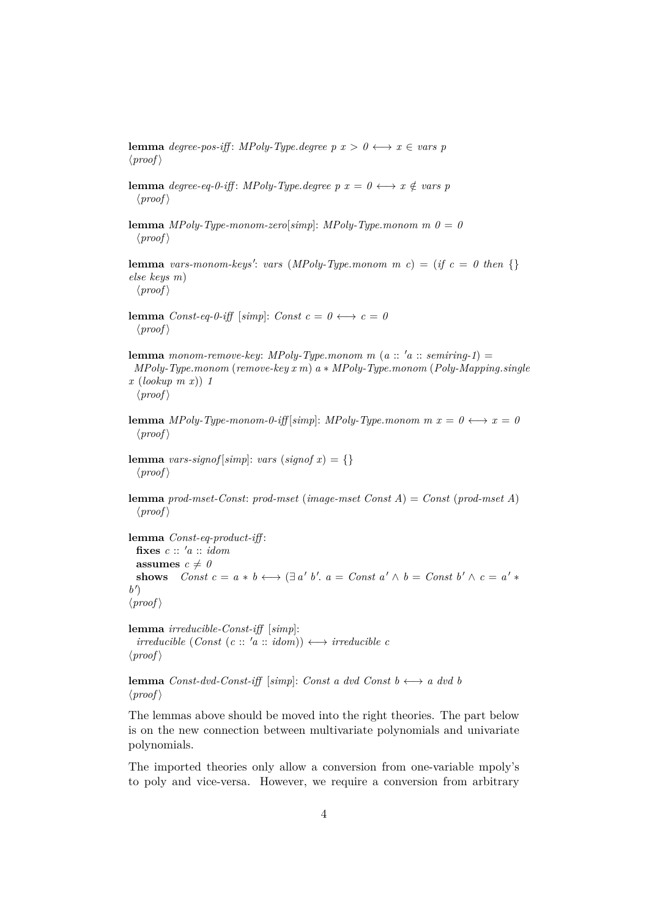**lemma** *degree-pos-iff*: *MPoly-Type.degree p x* $> 0 \longleftrightarrow x \in$ *vars p*
⟨*proof*⟩

**lemma** *degree-eq-0-iff*: *MPoly-Type.degree p x* $= 0 \longleftrightarrow x \notin$ *vars p*
⟨*proof*⟩

**lemma** *MPoly-Type-monom-zero*[*simp*]: *MPoly-Type.monom m 0* $= 0$
⟨*proof*⟩

**lemma** *vars-monom-keys'*: *vars* (*MPoly-Type.monom m c*) = (*if c* = *0 then* {} *else keys m*)
⟨*proof*⟩

**lemma** *Const-eq-0-iff* [*simp*]: *Const c* $= 0 \longleftrightarrow c = 0$
⟨*proof*⟩

**lemma** *monom-remove-key*: *MPoly-Type.monom m* (*a* :: *'a* :: *semiring-1*) = *MPoly-Type.monom* (*remove-key x m*) *a* ∗ *MPoly-Type.monom* (*Poly-Mapping.single x* (*lookup m x*)) *1*
⟨*proof*⟩

**lemma** *MPoly-Type-monom-0-iff*[*simp*]: *MPoly-Type.monom m x* $= 0 \longleftrightarrow x = 0$
⟨*proof*⟩

**lemma** *vars-signof*[*simp*]: *vars* (*signof x*) = {}
⟨*proof*⟩

**lemma** *prod-mset-Const*: *prod-mset* (*image-mset Const A*) = *Const* (*prod-mset A*)
⟨*proof*⟩

**lemma** *Const-eq-product-iff*:
  **fixes** *c* :: *'a* :: *idom*
  **assumes** $c \neq 0$
  **shows** *Const c* = *a* ∗ *b* ⟷ (∃ *a' b'*. *a* = *Const a'* ∧ *b* = *Const b'* ∧ *c* = *a'* ∗ *b'*)
⟨*proof*⟩

**lemma** *irreducible-Const-iff* [*simp*]:
  *irreducible* (*Const* (*c* :: *'a* :: *idom*)) ⟷ *irreducible c*
⟨*proof*⟩

**lemma** *Const-dvd-Const-iff* [*simp*]: *Const a dvd Const b* ⟷ *a dvd b*
⟨*proof*⟩

The lemmas above should be moved into the right theories. The part below is on the new connection between multivariate polynomials and univariate polynomials.

The imported theories only allow a conversion from one-variable mpoly's to poly and vice-versa. However, we require a conversion from arbitrary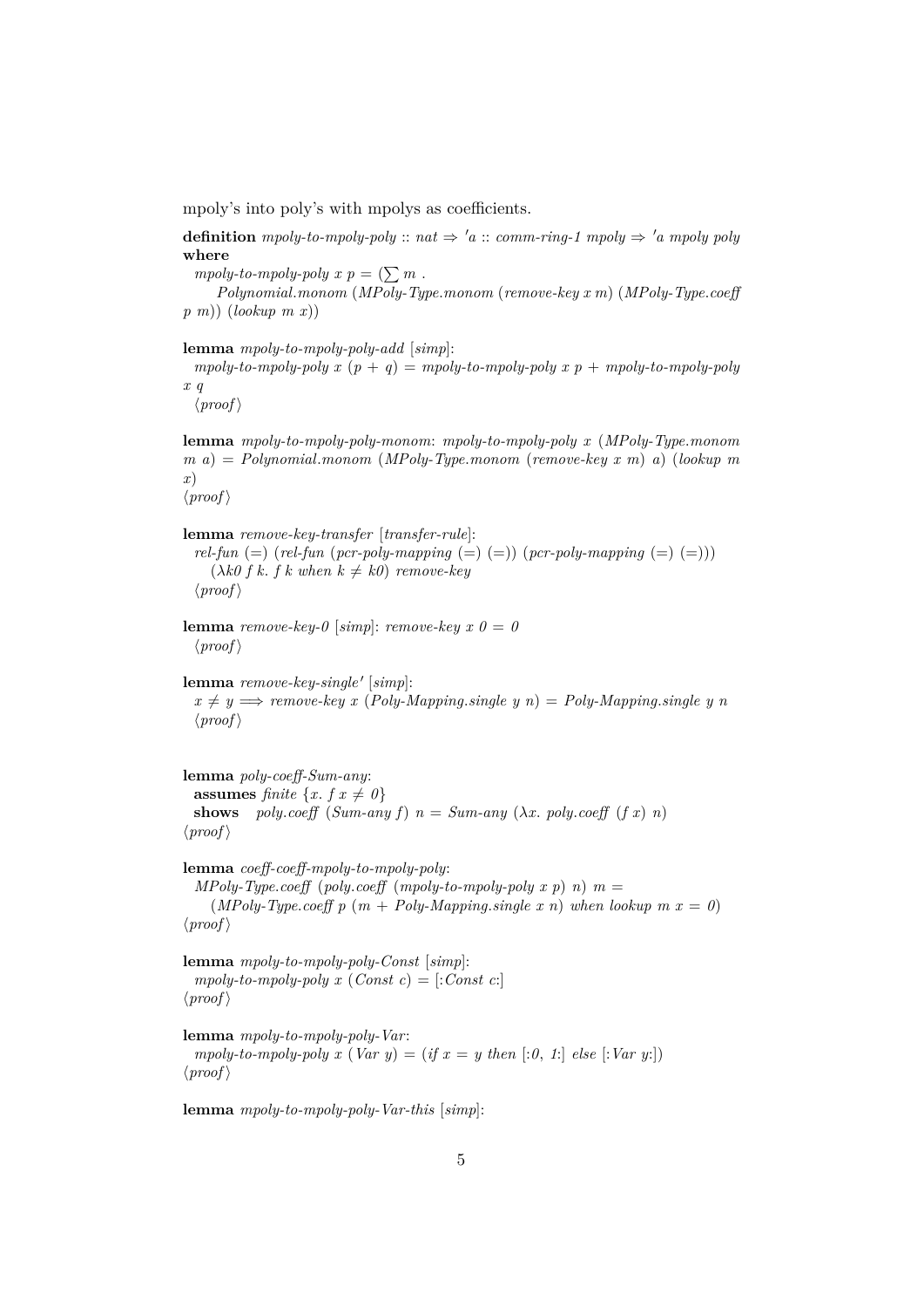mpoly's into poly's with mpolys as coefficients.

**definition** *mpoly-to-mpoly-poly* :: *nat* ⇒ *'a* :: *comm-ring-1 mpoly* ⇒ *'a mpoly poly* **where**
  *mpoly-to-mpoly-poly x p* = (∑ *m* .
    *Polynomial.monom* (*MPoly-Type.monom* (*remove-key x m*) (*MPoly-Type.coeff p m*)) (*lookup m x*))

**lemma** *mpoly-to-mpoly-poly-add* [*simp*]:
  *mpoly-to-mpoly-poly x* (*p* + *q*) = *mpoly-to-mpoly-poly x p* + *mpoly-to-mpoly-poly x q*
  ⟨*proof*⟩

**lemma** *mpoly-to-mpoly-poly-monom*: *mpoly-to-mpoly-poly x* (*MPoly-Type.monom m a*) = *Polynomial.monom* (*MPoly-Type.monom* (*remove-key x m*) *a*) (*lookup m x*)
⟨*proof*⟩

**lemma** *remove-key-transfer* [*transfer-rule*]:
  *rel-fun* (=) (*rel-fun* (*pcr-poly-mapping* (=) (=)) (*pcr-poly-mapping* (=) (=)))
    (λ*k0 f k*. *f k when k* ≠ *k0*) *remove-key*
  ⟨*proof*⟩

**lemma** *remove-key-0* [*simp*]: *remove-key x 0* = *0*
  ⟨*proof*⟩

**lemma** *remove-key-single'* [*simp*]:
  *x* ≠ *y* ⟹ *remove-key x* (*Poly-Mapping.single y n*) = *Poly-Mapping.single y n*
  ⟨*proof*⟩

**lemma** *poly-coeff-Sum-any*:
  **assumes** *finite* {*x*. *f x* ≠ *0*}
  **shows** *poly.coeff* (*Sum-any f*) *n* = *Sum-any* (λ*x*. *poly.coeff* (*f x*) *n*)
⟨*proof*⟩

**lemma** *coeff-coeff-mpoly-to-mpoly-poly*:
  *MPoly-Type.coeff* (*poly.coeff* (*mpoly-to-mpoly-poly x p*) *n*) *m* =
    (*MPoly-Type.coeff p* (*m* + *Poly-Mapping.single x n*) *when lookup m x* = *0*)
⟨*proof*⟩

**lemma** *mpoly-to-mpoly-poly-Const* [*simp*]:
  *mpoly-to-mpoly-poly x* (*Const c*) = [:*Const c*:]
⟨*proof*⟩

**lemma** *mpoly-to-mpoly-poly-Var*:
  *mpoly-to-mpoly-poly x* (*Var y*) = (*if x* = *y then* [:*0*, *1*:] *else* [:*Var y*:])
⟨*proof*⟩

**lemma** *mpoly-to-mpoly-poly-Var-this* [*simp*]: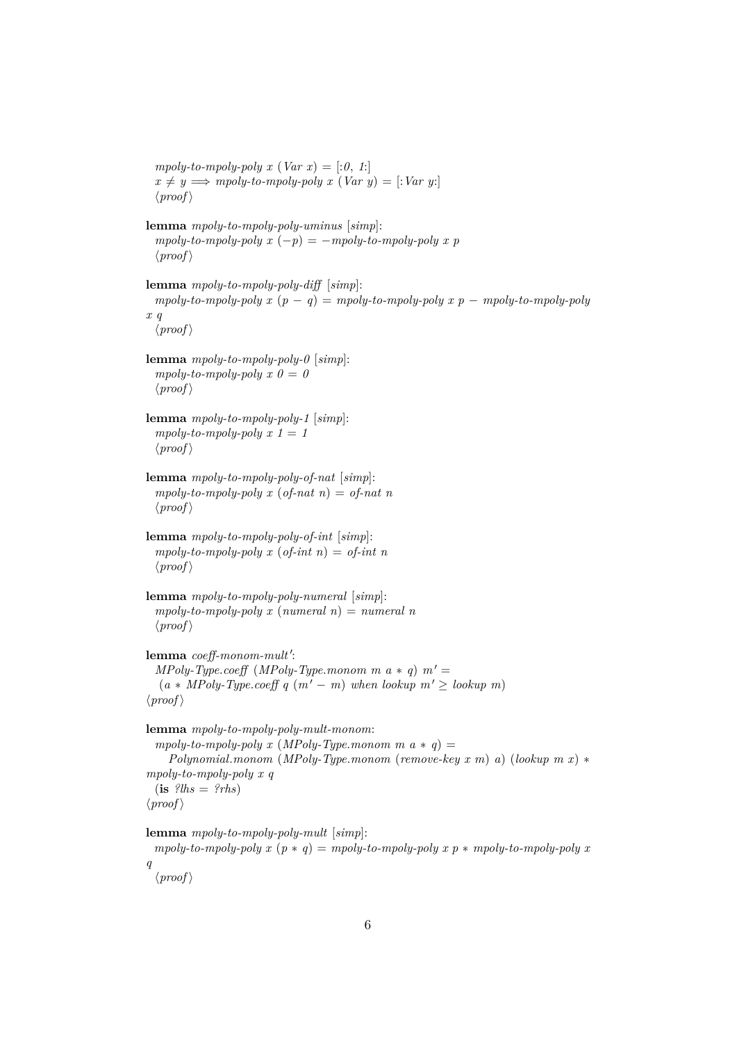*mpoly-to-mpoly-poly x* (*Var x*) = [:*0*, *1*:]
$x \neq y \Longrightarrow$ *mpoly-to-mpoly-poly x* (*Var y*) = [:*Var y*:]
⟨*proof*⟩

**lemma** *mpoly-to-mpoly-poly-uminus* [*simp*]:
*mpoly-to-mpoly-poly x* (−*p*) = −*mpoly-to-mpoly-poly x p*
⟨*proof*⟩

**lemma** *mpoly-to-mpoly-poly-diff* [*simp*]:
*mpoly-to-mpoly-poly x* (*p* − *q*) = *mpoly-to-mpoly-poly x p* − *mpoly-to-mpoly-poly x q*
⟨*proof*⟩

**lemma** *mpoly-to-mpoly-poly-0* [*simp*]:
*mpoly-to-mpoly-poly x 0* = *0*
⟨*proof*⟩

**lemma** *mpoly-to-mpoly-poly-1* [*simp*]:
*mpoly-to-mpoly-poly x 1* = *1*
⟨*proof*⟩

**lemma** *mpoly-to-mpoly-poly-of-nat* [*simp*]:
*mpoly-to-mpoly-poly x* (*of-nat n*) = *of-nat n*
⟨*proof*⟩

**lemma** *mpoly-to-mpoly-poly-of-int* [*simp*]:
*mpoly-to-mpoly-poly x* (*of-int n*) = *of-int n*
⟨*proof*⟩

**lemma** *mpoly-to-mpoly-poly-numeral* [*simp*]:
*mpoly-to-mpoly-poly x* (*numeral n*) = *numeral n*
⟨*proof*⟩

**lemma** *coeff-monom-mult′*:
*MPoly-Type.coeff* (*MPoly-Type.monom m a* ∗ *q*) *m′* =
(*a* ∗ *MPoly-Type.coeff q* (*m′* − *m*) *when lookup m′* ≥ *lookup m*)
⟨*proof*⟩

**lemma** *mpoly-to-mpoly-poly-mult-monom*:
*mpoly-to-mpoly-poly x* (*MPoly-Type.monom m a* ∗ *q*) =
*Polynomial.monom* (*MPoly-Type.monom* (*remove-key x m*) *a*) (*lookup m x*) ∗ *mpoly-to-mpoly-poly x q*
(**is** *?lhs* = *?rhs*)
⟨*proof*⟩

**lemma** *mpoly-to-mpoly-poly-mult* [*simp*]:
*mpoly-to-mpoly-poly x* (*p* ∗ *q*) = *mpoly-to-mpoly-poly x p* ∗ *mpoly-to-mpoly-poly x q*
⟨*proof*⟩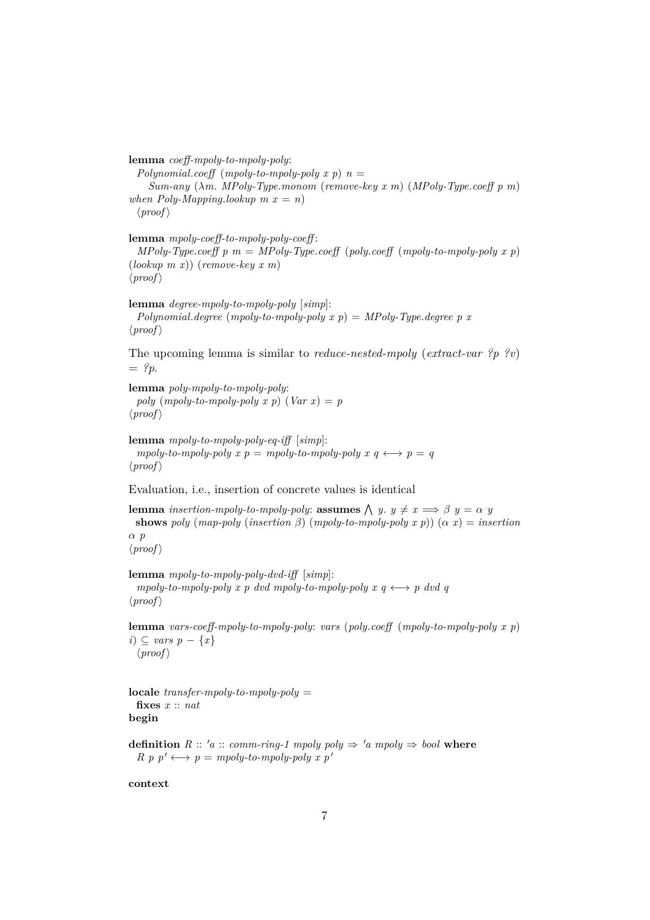**lemma** *coeff-mpoly-to-mpoly-poly*:
  *Polynomial.coeff* (*mpoly-to-mpoly-poly x p*) *n* =
    *Sum-any* (*λm. MPoly-Type.monom* (*remove-key x m*) (*MPoly-Type.coeff p m*) *when Poly-Mapping.lookup m x* = *n*)
  ⟨*proof*⟩

**lemma** *mpoly-coeff-to-mpoly-poly-coeff*:
  *MPoly-Type.coeff p m* = *MPoly-Type.coeff* (*poly.coeff* (*mpoly-to-mpoly-poly x p*) (*lookup m x*)) (*remove-key x m*)
⟨*proof*⟩

**lemma** *degree-mpoly-to-mpoly-poly* [*simp*]:
  *Polynomial.degree* (*mpoly-to-mpoly-poly x p*) = *MPoly-Type.degree p x*
⟨*proof*⟩

The upcoming lemma is similar to *reduce-nested-mpoly* (*extract-var ?p ?v*) = *?p*.

**lemma** *poly-mpoly-to-mpoly-poly*:
  *poly* (*mpoly-to-mpoly-poly x p*) (*Var x*) = *p*
⟨*proof*⟩

**lemma** *mpoly-to-mpoly-poly-eq-iff* [*simp*]:
  *mpoly-to-mpoly-poly x p* = *mpoly-to-mpoly-poly x q* ⟷ *p* = *q*
⟨*proof*⟩

Evaluation, i.e., insertion of concrete values is identical

**lemma** *insertion-mpoly-to-mpoly-poly*: **assumes** ⋀ *y*. *y* ≠ *x* ⟹ *β y* = *α y*
  **shows** *poly* (*map-poly* (*insertion β*) (*mpoly-to-mpoly-poly x p*)) (*α x*) = *insertion α p*
⟨*proof*⟩

**lemma** *mpoly-to-mpoly-poly-dvd-iff* [*simp*]:
  *mpoly-to-mpoly-poly x p dvd mpoly-to-mpoly-poly x q* ⟷ *p dvd q*
⟨*proof*⟩

**lemma** *vars-coeff-mpoly-to-mpoly-poly*: *vars* (*poly.coeff* (*mpoly-to-mpoly-poly x p*) *i*) ⊆ *vars p* − {*x*}
  ⟨*proof*⟩

**locale** *transfer-mpoly-to-mpoly-poly* =
  **fixes** *x* :: *nat*
**begin**

**definition** *R* :: *'a* :: *comm-ring-1 mpoly poly* ⇒ *'a mpoly* ⇒ *bool* **where**
  *R p p'* ⟷ *p* = *mpoly-to-mpoly-poly x p'*

**context**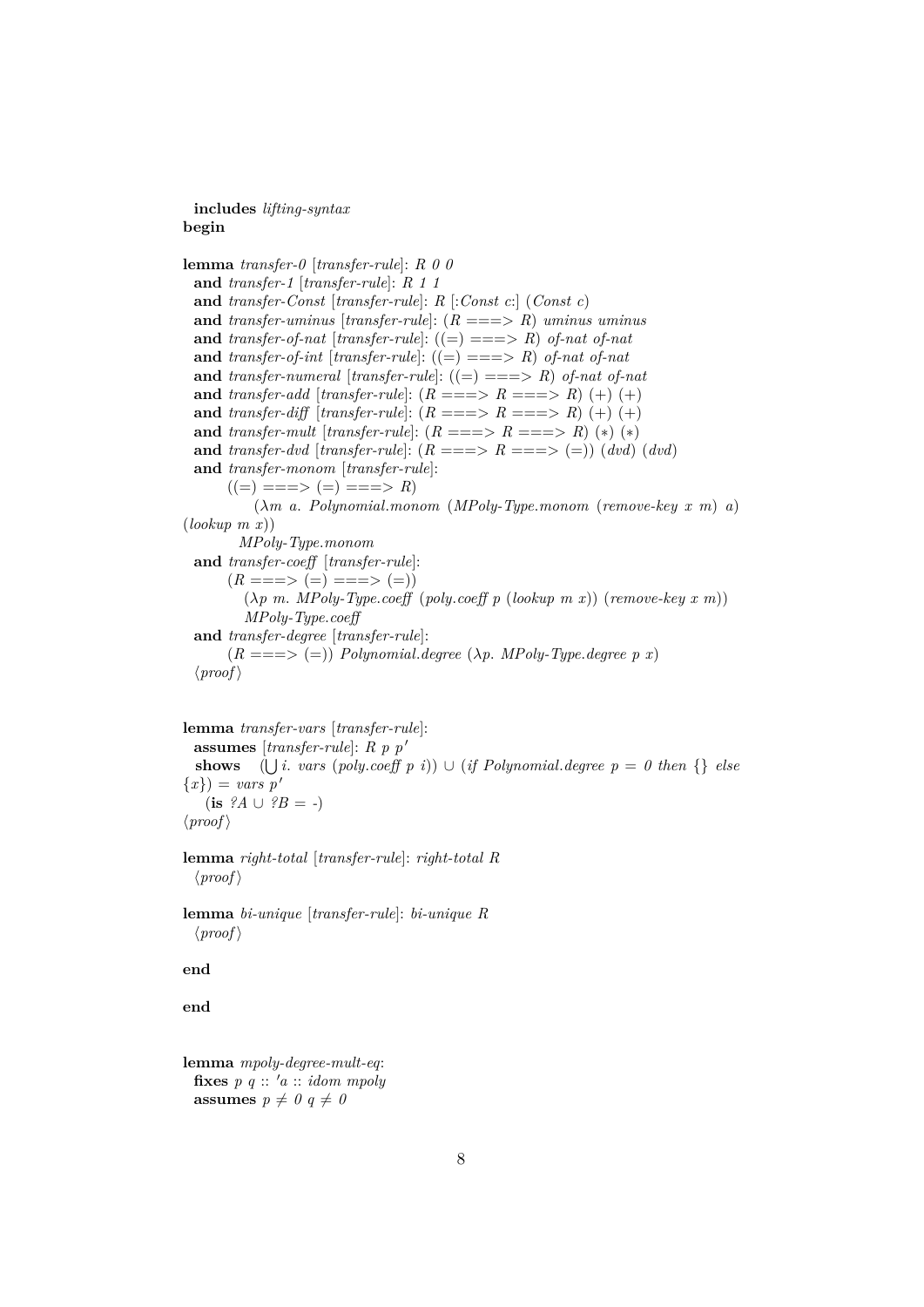```
  includes lifting-syntax
begin

lemma transfer-0 [transfer-rule]: R 0 0
  and transfer-1 [transfer-rule]: R 1 1
  and transfer-Const [transfer-rule]: R [:Const c:] (Const c)
  and transfer-uminus [transfer-rule]: (R ===> R) uminus uminus
  and transfer-of-nat [transfer-rule]: ((=) ===> R) of-nat of-nat
  and transfer-of-int [transfer-rule]: ((=) ===> R) of-nat of-nat
  and transfer-numeral [transfer-rule]: ((=) ===> R) of-nat of-nat
  and transfer-add [transfer-rule]: (R ===> R ===> R) (+) (+)
  and transfer-diff [transfer-rule]: (R ===> R ===> R) (+) (+)
  and transfer-mult [transfer-rule]: (R ===> R ===> R) (∗) (∗)
  and transfer-dvd [transfer-rule]: (R ===> R ===> (=)) (dvd) (dvd)
  and transfer-monom [transfer-rule]:
        ((=) ===> (=) ===> R)
            (λm a. Polynomial.monom (MPoly-Type.monom (remove-key x m) a)
(lookup m x))
          MPoly-Type.monom
  and transfer-coeff [transfer-rule]:
        (R ===> (=) ===> (=))
          (λp m. MPoly-Type.coeff (poly.coeff p (lookup m x)) (remove-key x m))
          MPoly-Type.coeff
  and transfer-degree [transfer-rule]:
        (R ===> (=)) Polynomial.degree (λp. MPoly-Type.degree p x)
  ⟨proof⟩


lemma transfer-vars [transfer-rule]:
  assumes [transfer-rule]: R p p′
  shows    (⋃ i. vars (poly.coeff p i)) ∪ (if Polynomial.degree p = 0 then {} else
{x}) = vars p′
    (is ?A ∪ ?B = -)
⟨proof⟩

lemma right-total [transfer-rule]: right-total R
  ⟨proof⟩

lemma bi-unique [transfer-rule]: bi-unique R
  ⟨proof⟩

end

end


lemma mpoly-degree-mult-eq:
  fixes p q :: ′a :: idom mpoly
  assumes p ≠ 0 q ≠ 0
```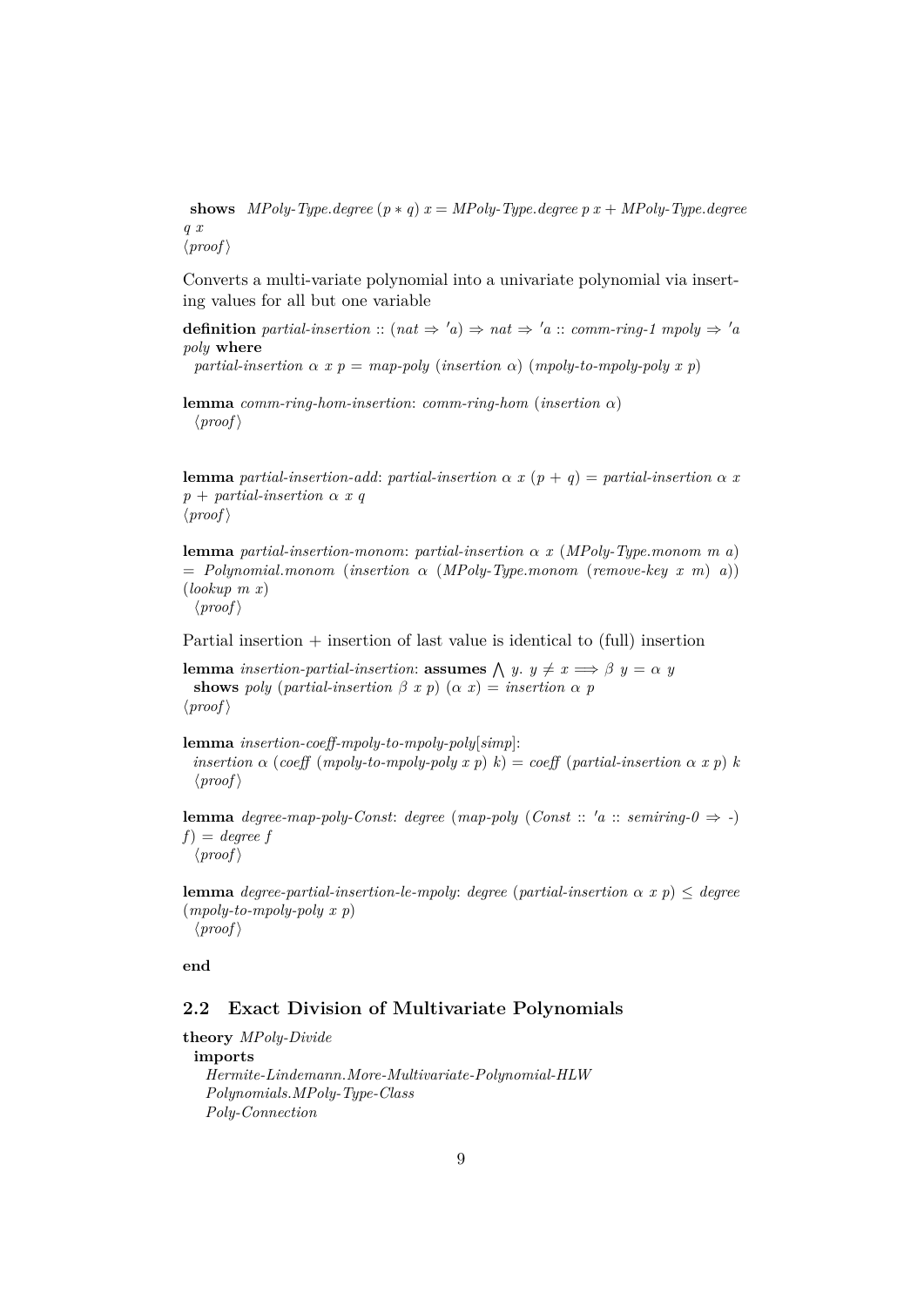**shows** *MPoly-Type.degree* $(p * q)$ *x* = *MPoly-Type.degree p x* + *MPoly-Type.degree q x*
⟨*proof*⟩

Converts a multi-variate polynomial into a univariate polynomial via inserting values for all but one variable

**definition** *partial-insertion* :: $(nat \Rightarrow 'a) \Rightarrow nat \Rightarrow 'a$ :: *comm-ring-1 mpoly* $\Rightarrow$ *'a poly* **where**
*partial-insertion* $\alpha$ *x p* = *map-poly* (*insertion* $\alpha$) (*mpoly-to-mpoly-poly x p*)

**lemma** *comm-ring-hom-insertion*: *comm-ring-hom* (*insertion* $\alpha$)
⟨*proof*⟩

**lemma** *partial-insertion-add*: *partial-insertion* $\alpha$ *x* $(p + q)$ = *partial-insertion* $\alpha$ *x p* + *partial-insertion* $\alpha$ *x q*
⟨*proof*⟩

**lemma** *partial-insertion-monom*: *partial-insertion* $\alpha$ *x* (*MPoly-Type.monom m a*) = *Polynomial.monom* (*insertion* $\alpha$ (*MPoly-Type.monom* (*remove-key x m*) *a*)) (*lookup m x*)
⟨*proof*⟩

Partial insertion + insertion of last value is identical to (full) insertion

**lemma** *insertion-partial-insertion*: **assumes** $\bigwedge$ *y*. $y \neq x \Longrightarrow \beta\ y = \alpha\ y$
**shows** *poly* (*partial-insertion* $\beta$ *x p*) ($\alpha$ *x*) = *insertion* $\alpha$ *p*
⟨*proof*⟩

**lemma** *insertion-coeff-mpoly-to-mpoly-poly*[*simp*]:
*insertion* $\alpha$ (*coeff* (*mpoly-to-mpoly-poly x p*) *k*) = *coeff* (*partial-insertion* $\alpha$ *x p*) *k*
⟨*proof*⟩

**lemma** *degree-map-poly-Const*: *degree* (*map-poly* (*Const* :: *'a* :: *semiring-0* $\Rightarrow$ -) *f*) = *degree f*
⟨*proof*⟩

**lemma** *degree-partial-insertion-le-mpoly*: *degree* (*partial-insertion* $\alpha$ *x p*) $\leq$ *degree* (*mpoly-to-mpoly-poly x p*)
⟨*proof*⟩

**end**

## 2.2 Exact Division of Multivariate Polynomials

**theory** *MPoly-Divide*
**imports**
*Hermite-Lindemann.More-Multivariate-Polynomial-HLW*
*Polynomials.MPoly-Type-Class*
*Poly-Connection*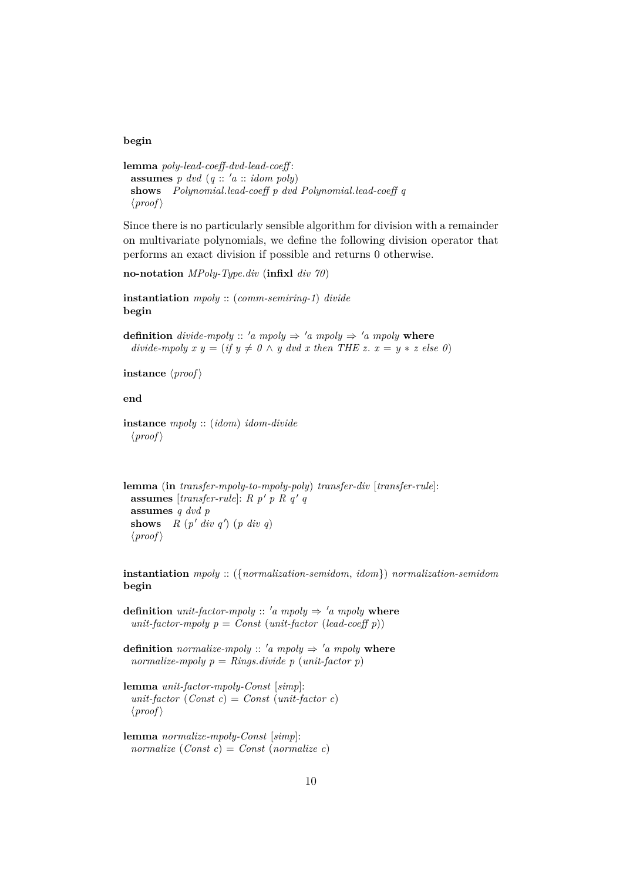**begin**

**lemma** *poly-lead-coeff-dvd-lead-coeff*:
  **assumes** *p dvd* (*q* :: *'a* :: *idom poly*)
  **shows** *Polynomial.lead-coeff p dvd Polynomial.lead-coeff q*
  ⟨*proof*⟩

Since there is no particularly sensible algorithm for division with a remainder on multivariate polynomials, we define the following division operator that performs an exact division if possible and returns 0 otherwise.

**no-notation** *MPoly-Type.div* (**infixl** *div 70*)

**instantiation** *mpoly* :: (*comm-semiring-1*) *divide*
**begin**

**definition** *divide-mpoly* :: *'a mpoly* ⇒ *'a mpoly* ⇒ *'a mpoly* **where**
  *divide-mpoly x y* = (*if y* ≠ *0* ∧ *y dvd x then THE z. x* = *y* ∗ *z else 0*)

**instance** ⟨*proof*⟩

**end**

**instance** *mpoly* :: (*idom*) *idom-divide*
  ⟨*proof*⟩

**lemma** (**in** *transfer-mpoly-to-mpoly-poly*) *transfer-div* [*transfer-rule*]:
  **assumes** [*transfer-rule*]: *R p' p R q' q*
  **assumes** *q dvd p*
  **shows** *R* (*p' div q'*) (*p div q*)
  ⟨*proof*⟩

**instantiation** *mpoly* :: ({*normalization-semidom*, *idom*}) *normalization-semidom*
**begin**

**definition** *unit-factor-mpoly* :: *'a mpoly* ⇒ *'a mpoly* **where**
  *unit-factor-mpoly p* = *Const* (*unit-factor* (*lead-coeff p*))

**definition** *normalize-mpoly* :: *'a mpoly* ⇒ *'a mpoly* **where**
  *normalize-mpoly p* = *Rings.divide p* (*unit-factor p*)

**lemma** *unit-factor-mpoly-Const* [*simp*]:
  *unit-factor* (*Const c*) = *Const* (*unit-factor c*)
  ⟨*proof*⟩

**lemma** *normalize-mpoly-Const* [*simp*]:
  *normalize* (*Const c*) = *Const* (*normalize c*)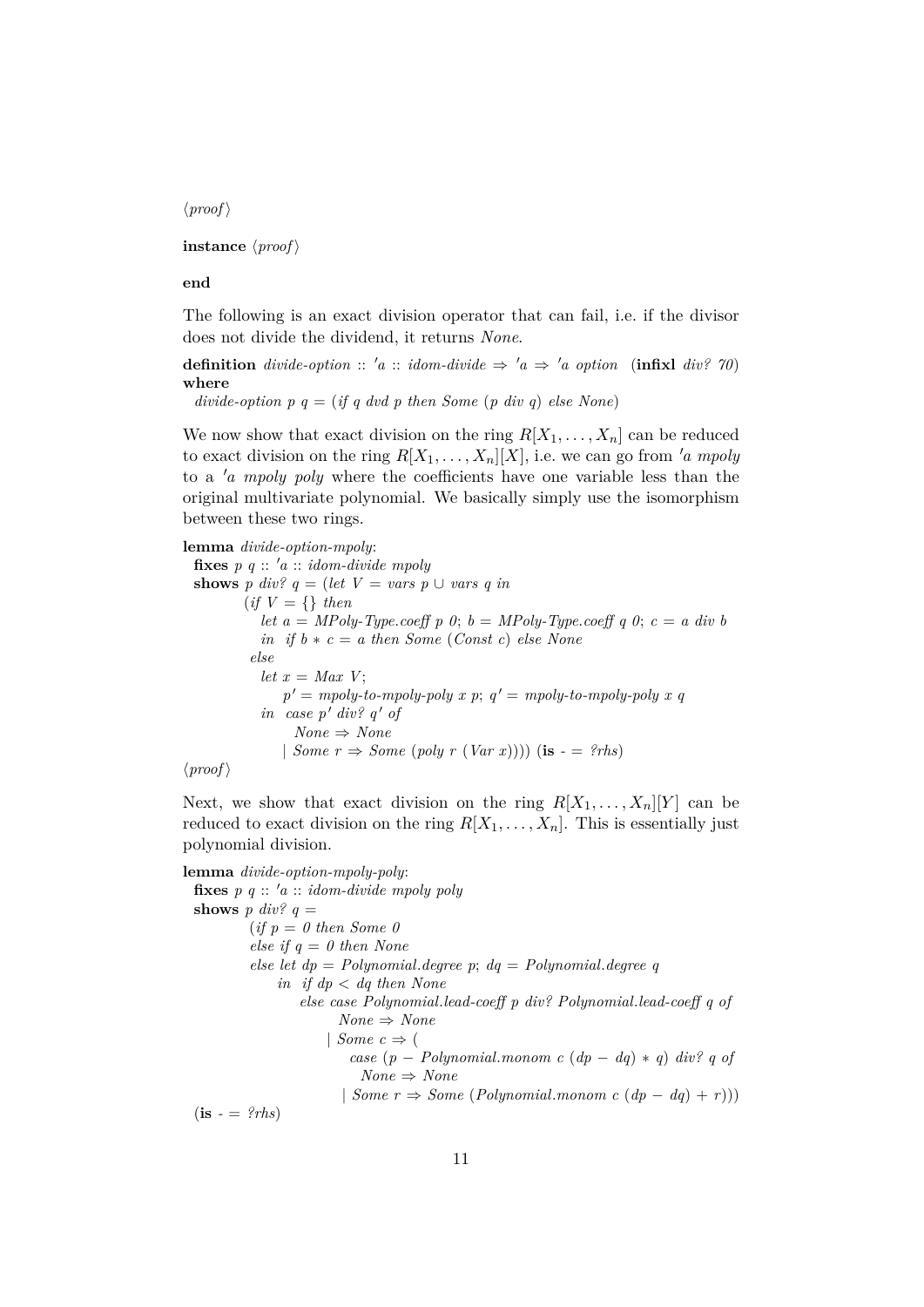⟨proof⟩

**instance** ⟨proof⟩

**end**

The following is an exact division operator that can fail, i.e. if the divisor does not divide the dividend, it returns *None*.

```
definition divide-option :: 'a :: idom-divide ⇒ 'a ⇒ 'a option  (infixl div? 70)
where
  divide-option p q = (if q dvd p then Some (p div q) else None)
```

We now show that exact division on the ring $R[X_1, \ldots, X_n]$ can be reduced to exact division on the ring $R[X_1, \ldots, X_n][X]$, i.e. we can go from *'a mpoly* to a *'a mpoly poly* where the coefficients have one variable less than the original multivariate polynomial. We basically simply use the isomorphism between these two rings.

```
lemma divide-option-mpoly:
  fixes p q :: 'a :: idom-divide mpoly
  shows p div? q = (let V = vars p ∪ vars q in
        (if V = {} then
           let a = MPoly-Type.coeff p 0; b = MPoly-Type.coeff q 0; c = a div b
           in  if b * c = a then Some (Const c) else None
         else
           let x = Max V;
               p' = mpoly-to-mpoly-poly x p; q' = mpoly-to-mpoly-poly x q
           in  case p' div? q' of
                 None ⇒ None
               | Some r ⇒ Some (poly r (Var x)))) (is - = ?rhs)
```

⟨proof⟩

Next, we show that exact division on the ring $R[X_1, \ldots, X_n][Y]$ can be reduced to exact division on the ring $R[X_1, \ldots, X_n]$. This is essentially just polynomial division.

```
lemma divide-option-mpoly-poly:
  fixes p q :: 'a :: idom-divide mpoly poly
  shows p div? q =
        (if p = 0 then Some 0
         else if q = 0 then None
         else let dp = Polynomial.degree p; dq = Polynomial.degree q
              in  if dp < dq then None
                  else case Polynomial.lead-coeff p div? Polynomial.lead-coeff q of
                         None ⇒ None
                       | Some c ⇒ (
                           case (p − Polynomial.monom c (dp − dq) * q) div? q of
                             None ⇒ None
                           | Some r ⇒ Some (Polynomial.monom c (dp − dq) + r)))
  (is - = ?rhs)
```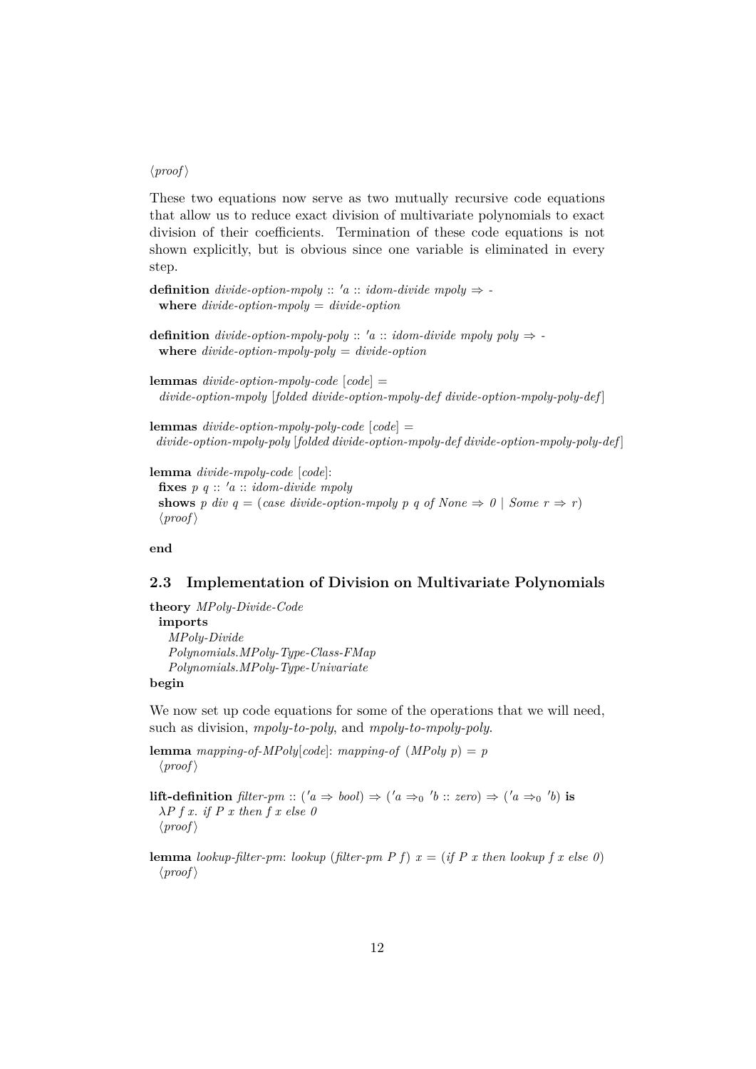⟨*proof*⟩

These two equations now serve as two mutually recursive code equations that allow us to reduce exact division of multivariate polynomials to exact division of their coefficients. Termination of these code equations is not shown explicitly, but is obvious since one variable is eliminated in every step.

**definition** *divide-option-mpoly* :: *'a* :: *idom-divide mpoly* ⇒ -
  **where** *divide-option-mpoly* = *divide-option*

**definition** *divide-option-mpoly-poly* :: *'a* :: *idom-divide mpoly poly* ⇒ -
  **where** *divide-option-mpoly-poly* = *divide-option*

**lemmas** *divide-option-mpoly-code* [*code*] =
  *divide-option-mpoly* [*folded divide-option-mpoly-def divide-option-mpoly-poly-def*]

**lemmas** *divide-option-mpoly-poly-code* [*code*] =
  *divide-option-mpoly-poly* [*folded divide-option-mpoly-def divide-option-mpoly-poly-def*]

**lemma** *divide-mpoly-code* [*code*]:
  **fixes** *p q* :: *'a* :: *idom-divide mpoly*
  **shows** *p div q* = (*case divide-option-mpoly p q of None* ⇒ *0* | *Some r* ⇒ *r*)
  ⟨*proof*⟩

**end**

## 2.3 Implementation of Division on Multivariate Polynomials

**theory** *MPoly-Divide-Code*
  **imports**
    *MPoly-Divide*
    *Polynomials.MPoly-Type-Class-FMap*
    *Polynomials.MPoly-Type-Univariate*
**begin**

We now set up code equations for some of the operations that we will need, such as division, *mpoly-to-poly*, and *mpoly-to-mpoly-poly*.

**lemma** *mapping-of-MPoly*[*code*]: *mapping-of* (*MPoly p*) = *p*
  ⟨*proof*⟩

**lift-definition** *filter-pm* :: (*'a* ⇒ *bool*) ⇒ (*'a* $\Rightarrow_0$ *'b* :: *zero*) ⇒ (*'a* $\Rightarrow_0$ *'b*) **is**
  *λP f x. if P x then f x else 0*
  ⟨*proof*⟩

**lemma** *lookup-filter-pm*: *lookup* (*filter-pm P f*) *x* = (*if P x then lookup f x else 0*)
  ⟨*proof*⟩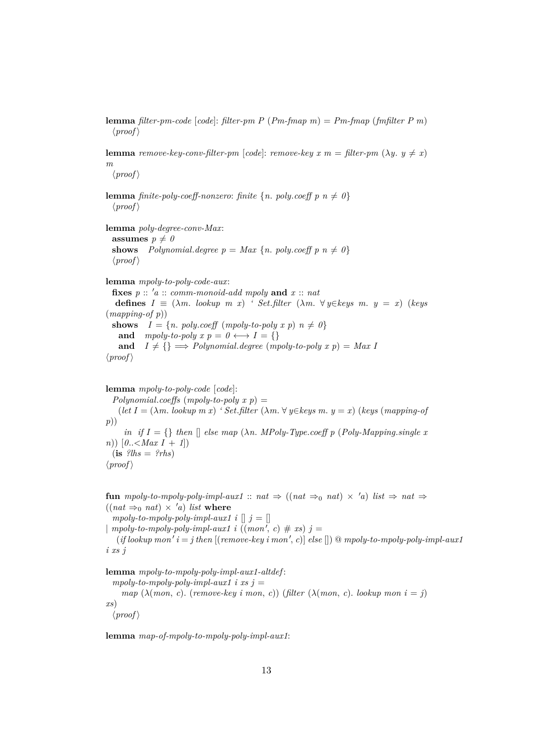**lemma** *filter-pm-code* [*code*]: *filter-pm P* (*Pm-fmap m*) = *Pm-fmap* (*fmfilter P m*)
  ⟨*proof*⟩

**lemma** *remove-key-conv-filter-pm* [*code*]: *remove-key x m* = *filter-pm* (λ*y*. *y* ≠ *x*) *m*
  ⟨*proof*⟩

**lemma** *finite-poly-coeff-nonzero*: *finite* {*n*. *poly.coeff p n* ≠ *0*}
  ⟨*proof*⟩

**lemma** *poly-degree-conv-Max*:
  **assumes** *p* ≠ *0*
  **shows** *Polynomial.degree p* = *Max* {*n*. *poly.coeff p n* ≠ *0*}
  ⟨*proof*⟩

**lemma** *mpoly-to-poly-code-aux*:
  **fixes** *p* :: *'a* :: *comm-monoid-add mpoly* **and** *x* :: *nat*
  **defines** *I* ≡ (λ*m*. *lookup m x*) ‘ *Set.filter* (λ*m*. ∀ *y*∈*keys m*. *y* = *x*) (*keys* (*mapping-of p*))
  **shows** *I* = {*n*. *poly.coeff* (*mpoly-to-poly x p*) *n* ≠ *0*}
    **and** *mpoly-to-poly x p* = *0* ⟷ *I* = {}
    **and** *I* ≠ {} ⟹ *Polynomial.degree* (*mpoly-to-poly x p*) = *Max I*
⟨*proof*⟩

**lemma** *mpoly-to-poly-code* [*code*]:
  *Polynomial.coeffs* (*mpoly-to-poly x p*) =
    (*let I* = (λ*m*. *lookup m x*) ‘ *Set.filter* (λ*m*. ∀ *y*∈*keys m*. *y* = *x*) (*keys* (*mapping-of p*))
      *in if I* = {} *then* [] *else map* (λ*n*. *MPoly-Type.coeff p* (*Poly-Mapping.single x n*)) [*0*..<*Max I* + *1*])
  (**is** *?lhs* = *?rhs*)
⟨*proof*⟩

**fun** *mpoly-to-mpoly-poly-impl-aux1* :: *nat* ⇒ ((*nat* $\Rightarrow_0$ *nat*) × *'a*) *list* ⇒ *nat* ⇒ ((*nat* $\Rightarrow_0$ *nat*) × *'a*) *list* **where**
  *mpoly-to-mpoly-poly-impl-aux1 i* [] *j* = []
| *mpoly-to-mpoly-poly-impl-aux1 i* ((*mon'*, *c*) # *xs*) *j* =
    (*if lookup mon' i* = *j then* [(*remove-key i mon'*, *c*)] *else* []) @ *mpoly-to-mpoly-poly-impl-aux1 i xs j*

**lemma** *mpoly-to-mpoly-poly-impl-aux1-altdef*:
  *mpoly-to-mpoly-poly-impl-aux1 i xs j* =
    *map* (λ(*mon*, *c*). (*remove-key i mon*, *c*)) (*filter* (λ(*mon*, *c*). *lookup mon i* = *j*) *xs*)
  ⟨*proof*⟩

**lemma** *map-of-mpoly-to-mpoly-poly-impl-aux1*: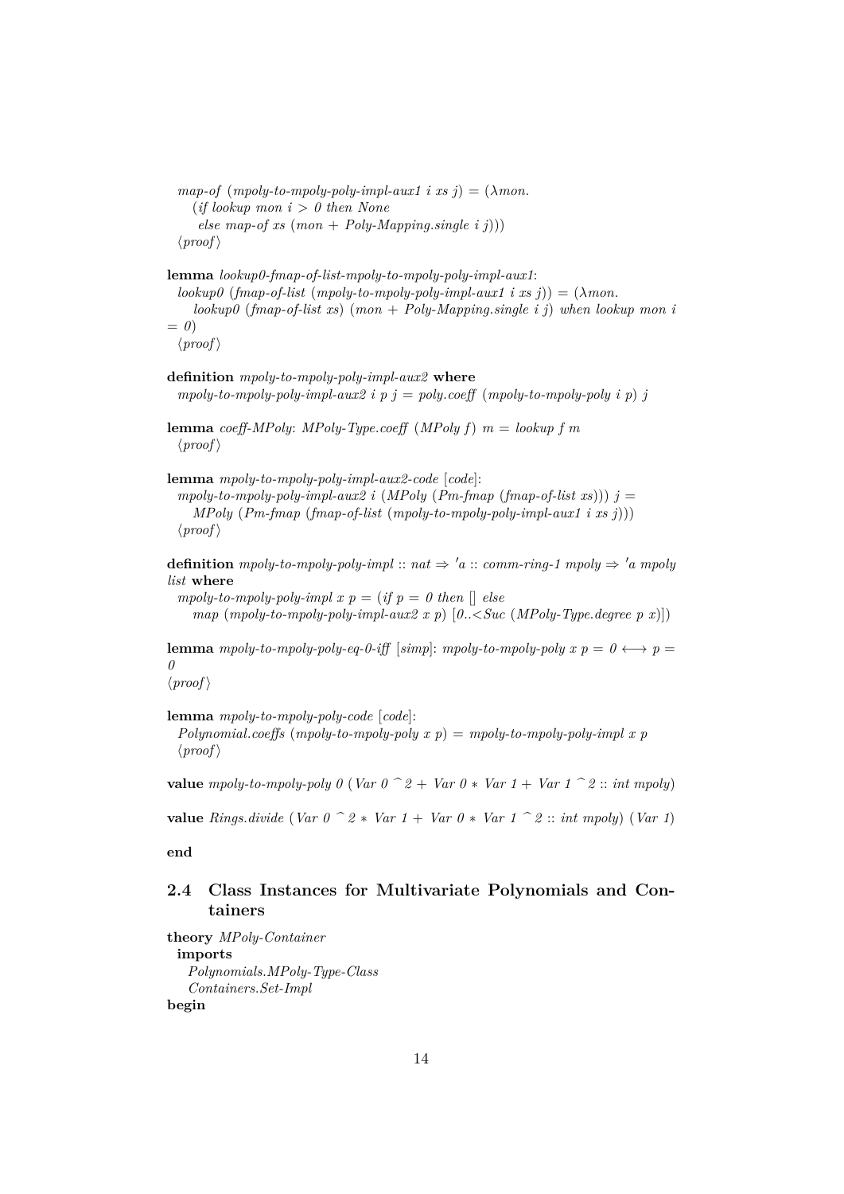*map-of* (*mpoly-to-mpoly-poly-impl-aux1 i xs j*) = (*λmon.*
  (*if lookup mon i* > *0 then None*
   *else map-of xs* (*mon* + *Poly-Mapping.single i j*)))
  ⟨*proof*⟩

**lemma** *lookup0-fmap-of-list-mpoly-to-mpoly-poly-impl-aux1*:
  *lookup0* (*fmap-of-list* (*mpoly-to-mpoly-poly-impl-aux1 i xs j*)) = (*λmon.*
    *lookup0* (*fmap-of-list xs*) (*mon* + *Poly-Mapping.single i j*) *when lookup mon i* = *0*)
  ⟨*proof*⟩

**definition** *mpoly-to-mpoly-poly-impl-aux2* **where**
  *mpoly-to-mpoly-poly-impl-aux2 i p j* = *poly.coeff* (*mpoly-to-mpoly-poly i p*) *j*

**lemma** *coeff-MPoly*: *MPoly-Type.coeff* (*MPoly f*) *m* = *lookup f m*
  ⟨*proof*⟩

**lemma** *mpoly-to-mpoly-poly-impl-aux2-code* [*code*]:
  *mpoly-to-mpoly-poly-impl-aux2 i* (*MPoly* (*Pm-fmap* (*fmap-of-list xs*))) *j* =
    *MPoly* (*Pm-fmap* (*fmap-of-list* (*mpoly-to-mpoly-poly-impl-aux1 i xs j*)))
  ⟨*proof*⟩

**definition** *mpoly-to-mpoly-poly-impl* :: *nat* ⇒ *'a* :: *comm-ring-1 mpoly* ⇒ *'a mpoly list* **where**
  *mpoly-to-mpoly-poly-impl x p* = (*if p* = *0 then* [] *else*
    *map* (*mpoly-to-mpoly-poly-impl-aux2 x p*) [*0..<Suc* (*MPoly-Type.degree p x*)])

**lemma** *mpoly-to-mpoly-poly-eq-0-iff* [*simp*]: *mpoly-to-mpoly-poly x p* = *0* ⟷ *p* = *0*
⟨*proof*⟩

**lemma** *mpoly-to-mpoly-poly-code* [*code*]:
  *Polynomial.coeffs* (*mpoly-to-mpoly-poly x p*) = *mpoly-to-mpoly-poly-impl x p*
  ⟨*proof*⟩

**value** *mpoly-to-mpoly-poly 0* (*Var 0* ^ *2* + *Var 0* ∗ *Var 1* + *Var 1* ^ *2* :: *int mpoly*)

**value** *Rings.divide* (*Var 0* ^ *2* ∗ *Var 1* + *Var 0* ∗ *Var 1* ^ *2* :: *int mpoly*) (*Var 1*)

**end**

## 2.4 Class Instances for Multivariate Polynomials and Containers

**theory** *MPoly-Container*
  **imports**
    *Polynomials.MPoly-Type-Class*
    *Containers.Set-Impl*
**begin**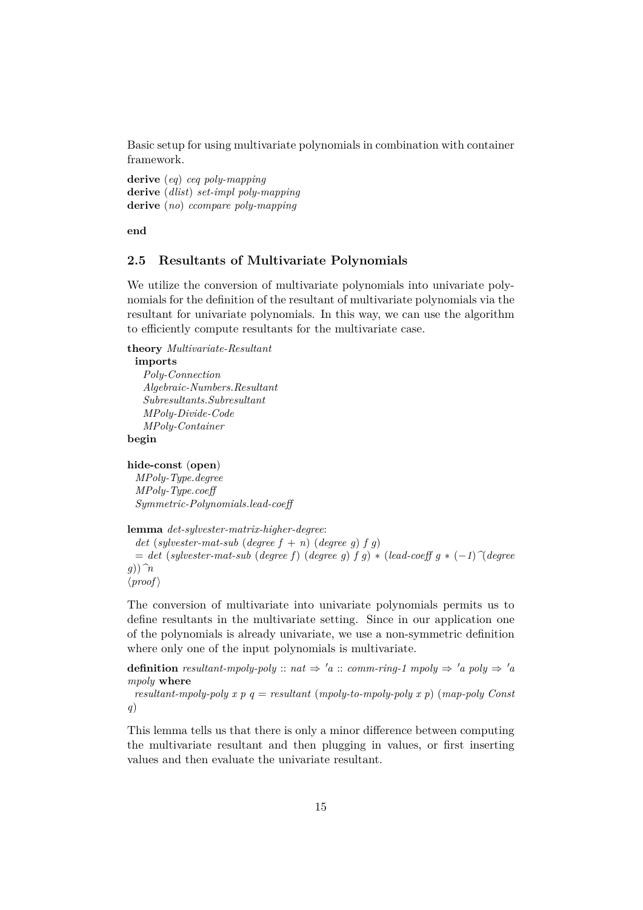Basic setup for using multivariate polynomials in combination with container framework.

**derive** (*eq*) *ceq poly-mapping*
**derive** (*dlist*) *set-impl poly-mapping*
**derive** (*no*) *ccompare poly-mapping*

**end**

## 2.5 Resultants of Multivariate Polynomials

We utilize the conversion of multivariate polynomials into univariate polynomials for the definition of the resultant of multivariate polynomials via the resultant for univariate polynomials. In this way, we can use the algorithm to efficiently compute resultants for the multivariate case.

**theory** *Multivariate-Resultant*
**imports**
*Poly-Connection*
*Algebraic-Numbers.Resultant*
*Subresultants.Subresultant*
*MPoly-Divide-Code*
*MPoly-Container*
**begin**

**hide-const** (**open**)
*MPoly-Type.degree*
*MPoly-Type.coeff*
*Symmetric-Polynomials.lead-coeff*

**lemma** *det-sylvester-matrix-higher-degree*:
*det* (*sylvester-mat-sub* (*degree f* + *n*) (*degree g*) *f g*)
= *det* (*sylvester-mat-sub* (*degree f*) (*degree g*) *f g*) ∗ (*lead-coeff g* ∗ (−*1*)^(*degree g*))^*n*
⟨*proof*⟩

The conversion of multivariate into univariate polynomials permits us to define resultants in the multivariate setting. Since in our application one of the polynomials is already univariate, we use a non-symmetric definition where only one of the input polynomials is multivariate.

**definition** *resultant-mpoly-poly* :: *nat* ⇒ *'a* :: *comm-ring-1 mpoly* ⇒ *'a poly* ⇒ *'a mpoly* **where**
*resultant-mpoly-poly x p q* = *resultant* (*mpoly-to-mpoly-poly x p*) (*map-poly Const q*)

This lemma tells us that there is only a minor difference between computing the multivariate resultant and then plugging in values, or first inserting values and then evaluate the univariate resultant.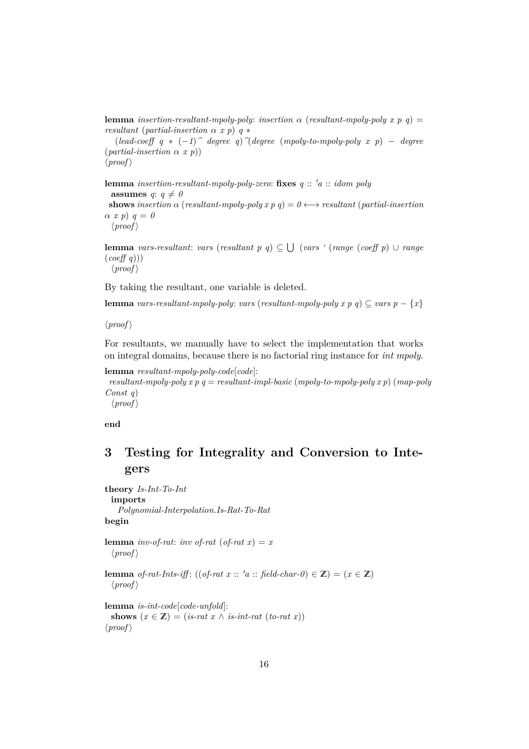**lemma** *insertion-resultant-mpoly-poly*: *insertion* $\alpha$ (*resultant-mpoly-poly x p q*) = *resultant* (*partial-insertion* $\alpha$ *x p*) *q* *
  (*lead-coeff q* * (−*1*)^ *degree q*)^(*degree* (*mpoly-to-mpoly-poly x p*) − *degree* (*partial-insertion* $\alpha$ *x p*))
⟨*proof*⟩

**lemma** *insertion-resultant-mpoly-poly-zero*: **fixes** *q* :: *'a* :: *idom poly*
  **assumes** *q*: $q \neq 0$
  **shows** *insertion* $\alpha$ (*resultant-mpoly-poly x p q*) = *0* ⟷ *resultant* (*partial-insertion* $\alpha$ *x p*) *q* = *0*
  ⟨*proof*⟩

**lemma** *vars-resultant*: *vars* (*resultant p q*) ⊆ ⋃ (*vars* ‘ (*range* (*coeff p*) ∪ *range* (*coeff q*)))
  ⟨*proof*⟩

By taking the resultant, one variable is deleted.

**lemma** *vars-resultant-mpoly-poly*: *vars* (*resultant-mpoly-poly x p q*) ⊆ *vars p* − {*x*}

⟨*proof*⟩

For resultants, we manually have to select the implementation that works on integral domains, because there is no factorial ring instance for *int mpoly*.

**lemma** *resultant-mpoly-poly-code*[*code*]:
  *resultant-mpoly-poly x p q* = *resultant-impl-basic* (*mpoly-to-mpoly-poly x p*) (*map-poly Const q*)
  ⟨*proof*⟩

**end**

# 3 Testing for Integrality and Conversion to Integers

**theory** *Is-Int-To-Int*
  **imports**
    *Polynomial-Interpolation.Is-Rat-To-Rat*
**begin**

**lemma** *inv-of-rat*: *inv of-rat* (*of-rat x*) = *x*
  ⟨*proof*⟩

**lemma** *of-rat-Ints-iff*: ((*of-rat x* :: *'a* :: *field-char-0*) ∈ ℤ) = (*x* ∈ ℤ)
  ⟨*proof*⟩

**lemma** *is-int-code*[*code-unfold*]:
  **shows** (*x* ∈ ℤ) = (*is-rat x* ∧ *is-int-rat* (*to-rat x*))
⟨*proof*⟩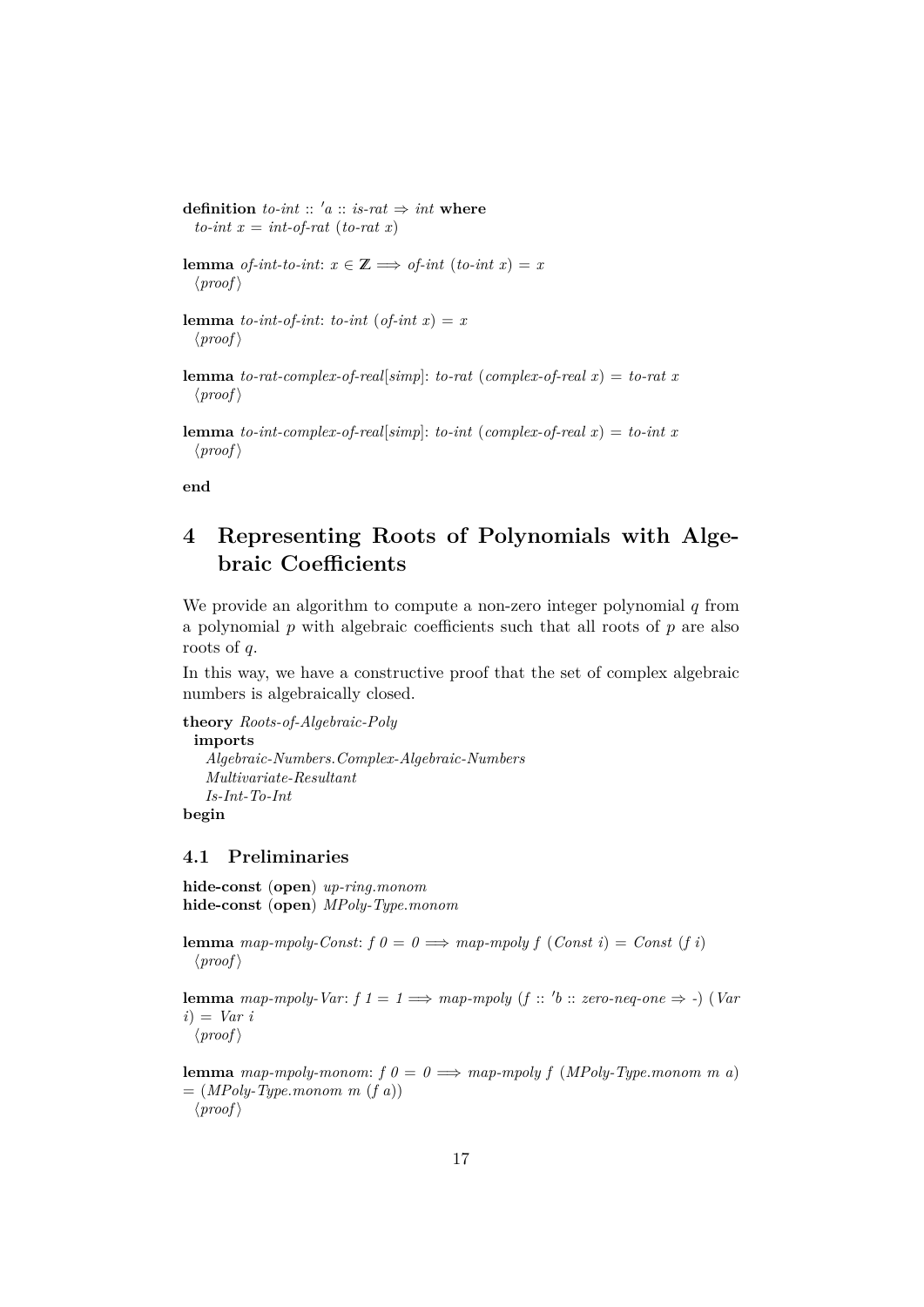**definition** *to-int* :: *'a* :: *is-rat* ⇒ *int* **where**
  *to-int x* = *int-of-rat* (*to-rat x*)

**lemma** *of-int-to-int*: $x \in \mathbb{Z} \Longrightarrow$ *of-int* (*to-int x*) = *x*
  ⟨*proof*⟩

**lemma** *to-int-of-int*: *to-int* (*of-int x*) = *x*
  ⟨*proof*⟩

**lemma** *to-rat-complex-of-real*[*simp*]: *to-rat* (*complex-of-real x*) = *to-rat x*
  ⟨*proof*⟩

**lemma** *to-int-complex-of-real*[*simp*]: *to-int* (*complex-of-real x*) = *to-int x*
  ⟨*proof*⟩

**end**

# 4 Representing Roots of Polynomials with Algebraic Coefficients

We provide an algorithm to compute a non-zero integer polynomial $q$ from a polynomial $p$ with algebraic coefficients such that all roots of $p$ are also roots of $q$.

In this way, we have a constructive proof that the set of complex algebraic numbers is algebraically closed.

**theory** *Roots-of-Algebraic-Poly*
  **imports**
    *Algebraic-Numbers.Complex-Algebraic-Numbers*
    *Multivariate-Resultant*
    *Is-Int-To-Int*
**begin**

## 4.1 Preliminaries

**hide-const** (**open**) *up-ring.monom*
**hide-const** (**open**) *MPoly-Type.monom*

**lemma** *map-mpoly-Const*: *f 0* = *0* ⟹ *map-mpoly f* (*Const i*) = *Const* (*f i*)
  ⟨*proof*⟩

**lemma** *map-mpoly-Var*: *f 1* = *1* ⟹ *map-mpoly* (*f* :: *'b* :: *zero-neq-one* ⇒ -) (*Var i*) = *Var i*
  ⟨*proof*⟩

**lemma** *map-mpoly-monom*: *f 0* = *0* ⟹ *map-mpoly f* (*MPoly-Type.monom m a*) = (*MPoly-Type.monom m* (*f a*))
  ⟨*proof*⟩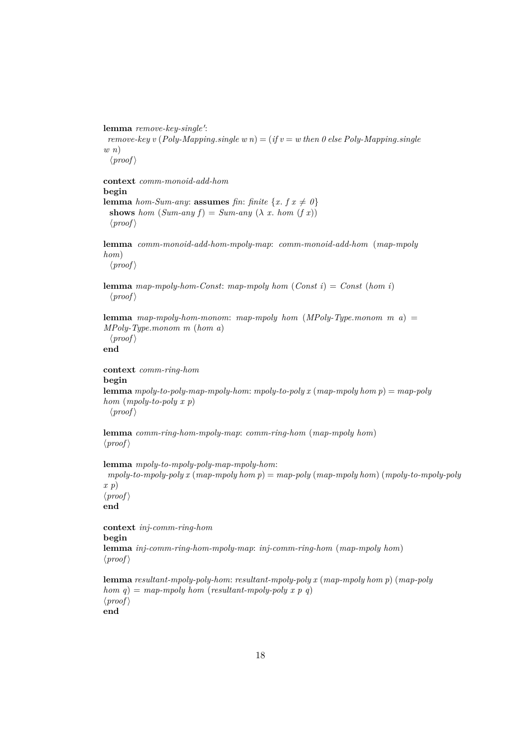**lemma** *remove-key-single'*:
*remove-key v* (*Poly-Mapping.single w n*) = (*if v* = *w then 0 else Poly-Mapping.single w n*)
⟨*proof*⟩

**context** *comm-monoid-add-hom*
**begin**
**lemma** *hom-Sum-any*: **assumes** *fin*: *finite* {*x*. *f x* ≠ *0*}
**shows** *hom* (*Sum-any f*) = *Sum-any* (λ *x*. *hom* (*f x*))
⟨*proof*⟩

**lemma** *comm-monoid-add-hom-mpoly-map*: *comm-monoid-add-hom* (*map-mpoly hom*)
⟨*proof*⟩

**lemma** *map-mpoly-hom-Const*: *map-mpoly hom* (*Const i*) = *Const* (*hom i*)
⟨*proof*⟩

**lemma** *map-mpoly-hom-monom*: *map-mpoly hom* (*MPoly-Type.monom m a*) = *MPoly-Type.monom m* (*hom a*)
⟨*proof*⟩
**end**

**context** *comm-ring-hom*
**begin**
**lemma** *mpoly-to-poly-map-mpoly-hom*: *mpoly-to-poly x* (*map-mpoly hom p*) = *map-poly hom* (*mpoly-to-poly x p*)
⟨*proof*⟩

**lemma** *comm-ring-hom-mpoly-map*: *comm-ring-hom* (*map-mpoly hom*)
⟨*proof*⟩

**lemma** *mpoly-to-mpoly-poly-map-mpoly-hom*:
*mpoly-to-mpoly-poly x* (*map-mpoly hom p*) = *map-poly* (*map-mpoly hom*) (*mpoly-to-mpoly-poly x p*)
⟨*proof*⟩
**end**

**context** *inj-comm-ring-hom*
**begin**
**lemma** *inj-comm-ring-hom-mpoly-map*: *inj-comm-ring-hom* (*map-mpoly hom*)
⟨*proof*⟩

**lemma** *resultant-mpoly-poly-hom*: *resultant-mpoly-poly x* (*map-mpoly hom p*) (*map-poly hom q*) = *map-mpoly hom* (*resultant-mpoly-poly x p q*)
⟨*proof*⟩
**end**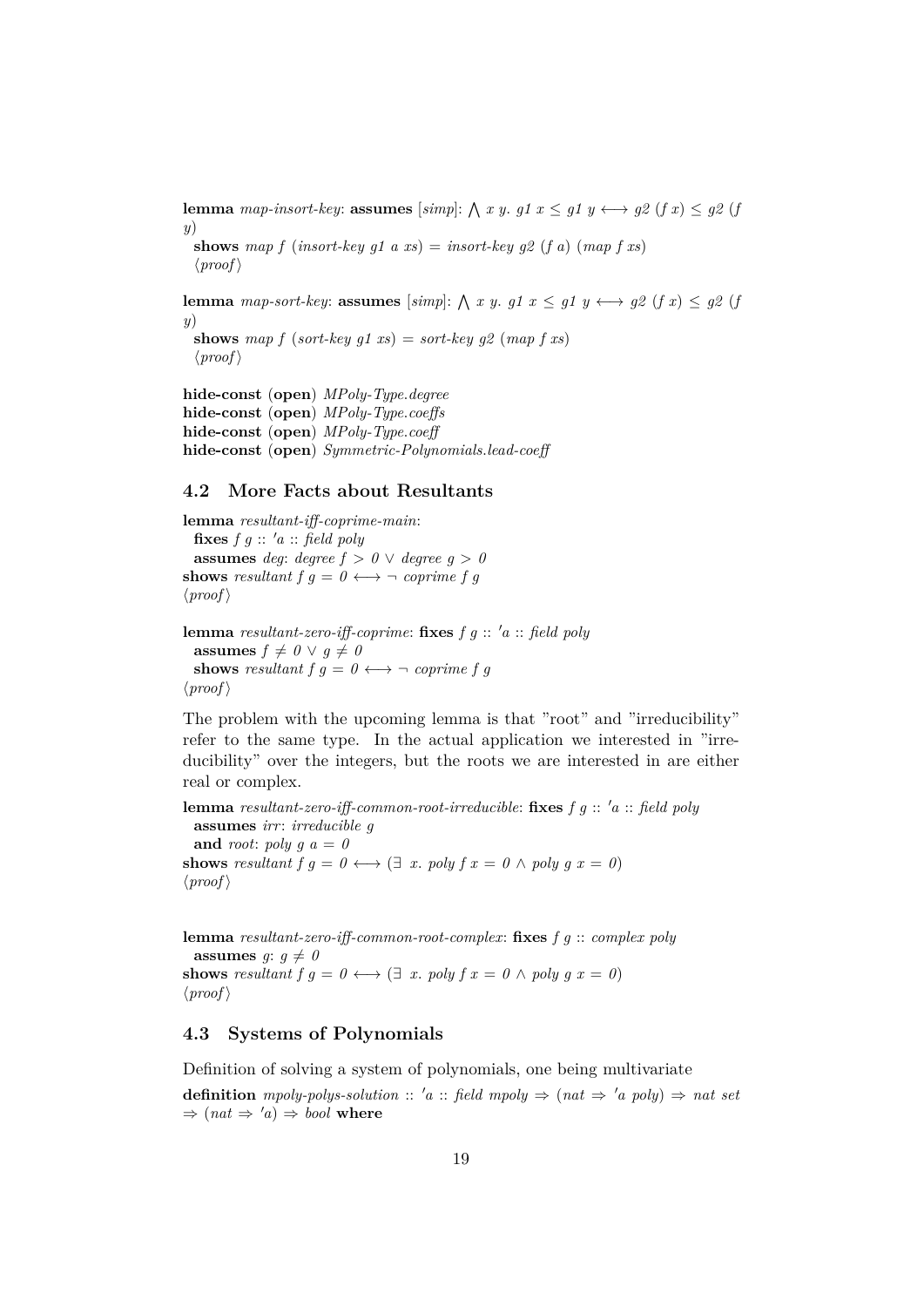**lemma** *map-insort-key*: **assumes** [*simp*]: $\bigwedge$ *x y. g1 x* $\leq$ *g1 y* $\longleftrightarrow$ *g2* (*f x*) $\leq$ *g2* (*f y*)
  **shows** *map f* (*insort-key g1 a xs*) = *insort-key g2* (*f a*) (*map f xs*)
  ⟨*proof*⟩

**lemma** *map-sort-key*: **assumes** [*simp*]: $\bigwedge$ *x y. g1 x* $\leq$ *g1 y* $\longleftrightarrow$ *g2* (*f x*) $\leq$ *g2* (*f y*)
  **shows** *map f* (*sort-key g1 xs*) = *sort-key g2* (*map f xs*)
  ⟨*proof*⟩

**hide-const** (**open**) *MPoly-Type.degree*
**hide-const** (**open**) *MPoly-Type.coeffs*
**hide-const** (**open**) *MPoly-Type.coeff*
**hide-const** (**open**) *Symmetric-Polynomials.lead-coeff*

## 4.2 More Facts about Resultants

**lemma** *resultant-iff-coprime-main*:
  **fixes** *f g* :: *'a* :: *field poly*
  **assumes** *deg*: *degree f* > *0* $\vee$ *degree g* > *0*
**shows** *resultant f g* = *0* $\longleftrightarrow$ $\neg$ *coprime f g*
⟨*proof*⟩

**lemma** *resultant-zero-iff-coprime*: **fixes** *f g* :: *'a* :: *field poly*
  **assumes** *f* $\neq$ *0* $\vee$ *g* $\neq$ *0*
  **shows** *resultant f g* = *0* $\longleftrightarrow$ $\neg$ *coprime f g*
⟨*proof*⟩

The problem with the upcoming lemma is that "root" and "irreducibility" refer to the same type. In the actual application we interested in "irreducibility" over the integers, but the roots we are interested in are either real or complex.

**lemma** *resultant-zero-iff-common-root-irreducible*: **fixes** *f g* :: *'a* :: *field poly*
  **assumes** *irr*: *irreducible g*
  **and** *root*: *poly g a* = *0*
**shows** *resultant f g* = *0* $\longleftrightarrow$ ($\exists$ *x. poly f x* = *0* $\wedge$ *poly g x* = *0*)
⟨*proof*⟩

**lemma** *resultant-zero-iff-common-root-complex*: **fixes** *f g* :: *complex poly*
  **assumes** *g*: *g* $\neq$ *0*
**shows** *resultant f g* = *0* $\longleftrightarrow$ ($\exists$ *x. poly f x* = *0* $\wedge$ *poly g x* = *0*)
⟨*proof*⟩

## 4.3 Systems of Polynomials

Definition of solving a system of polynomials, one being multivariate

**definition** *mpoly-polys-solution* :: *'a* :: *field mpoly* $\Rightarrow$ (*nat* $\Rightarrow$ *'a poly*) $\Rightarrow$ *nat set* $\Rightarrow$ (*nat* $\Rightarrow$ *'a*) $\Rightarrow$ *bool* **where**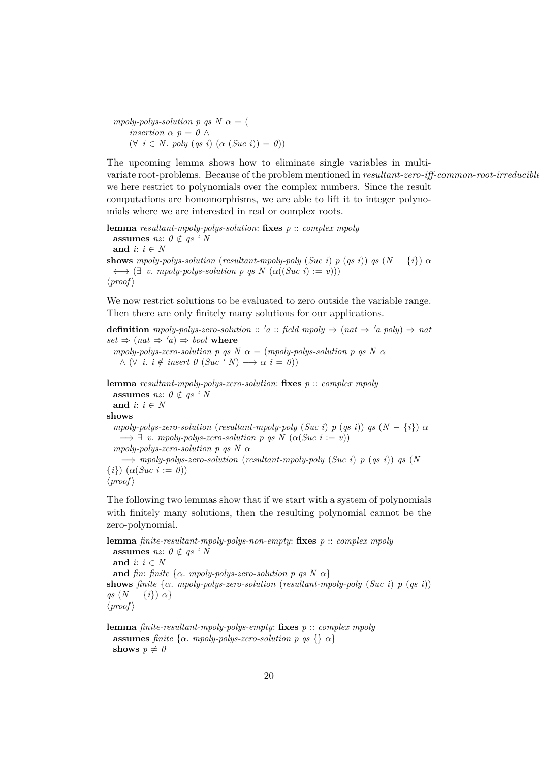```
mpoly-polys-solution p qs N α = (
    insertion α p = 0 ∧
    (∀ i ∈ N. poly (qs i) (α (Suc i)) = 0))
```

The upcoming lemma shows how to eliminate single variables in multi-variate root-problems. Because of the problem mentioned in *resultant-zero-iff-common-root-irreducible* we here restrict to polynomials over the complex numbers. Since the result computations are homomorphisms, we are able to lift it to integer polynomials where we are interested in real or complex roots.

```
lemma resultant-mpoly-polys-solution: fixes p :: complex mpoly
  assumes nz: 0 ∉ qs ` N
  and i: i ∈ N
shows mpoly-polys-solution (resultant-mpoly-poly (Suc i) p (qs i)) qs (N − {i}) α
  ⟷ (∃ v. mpoly-polys-solution p qs N (α((Suc i) := v)))
⟨proof⟩
```

We now restrict solutions to be evaluated to zero outside the variable range. Then there are only finitely many solutions for our applications.

```
definition mpoly-polys-zero-solution :: 'a :: field mpoly ⇒ (nat ⇒ 'a poly) ⇒ nat
set ⇒ (nat ⇒ 'a) ⇒ bool where
  mpoly-polys-zero-solution p qs N α = (mpoly-polys-solution p qs N α
    ∧ (∀ i. i ∉ insert 0 (Suc ` N) ⟶ α i = 0))

lemma resultant-mpoly-polys-zero-solution: fixes p :: complex mpoly
  assumes nz: 0 ∉ qs ` N
  and i: i ∈ N
shows
  mpoly-polys-zero-solution (resultant-mpoly-poly (Suc i) p (qs i)) qs (N − {i}) α
    ⟹ ∃ v. mpoly-polys-zero-solution p qs N (α(Suc i := v))
  mpoly-polys-zero-solution p qs N α
    ⟹ mpoly-polys-zero-solution (resultant-mpoly-poly (Suc i) p (qs i)) qs (N −
{i}) (α(Suc i := 0))
⟨proof⟩
```

The following two lemmas show that if we start with a system of polynomials with finitely many solutions, then the resulting polynomial cannot be the zero-polynomial.

```
lemma finite-resultant-mpoly-polys-non-empty: fixes p :: complex mpoly
  assumes nz: 0 ∉ qs ` N
  and i: i ∈ N
  and fin: finite {α. mpoly-polys-zero-solution p qs N α}
shows finite {α. mpoly-polys-zero-solution (resultant-mpoly-poly (Suc i) p (qs i))
qs (N − {i}) α}
⟨proof⟩

lemma finite-resultant-mpoly-polys-empty: fixes p :: complex mpoly
  assumes finite {α. mpoly-polys-zero-solution p qs {} α}
  shows p ≠ 0
```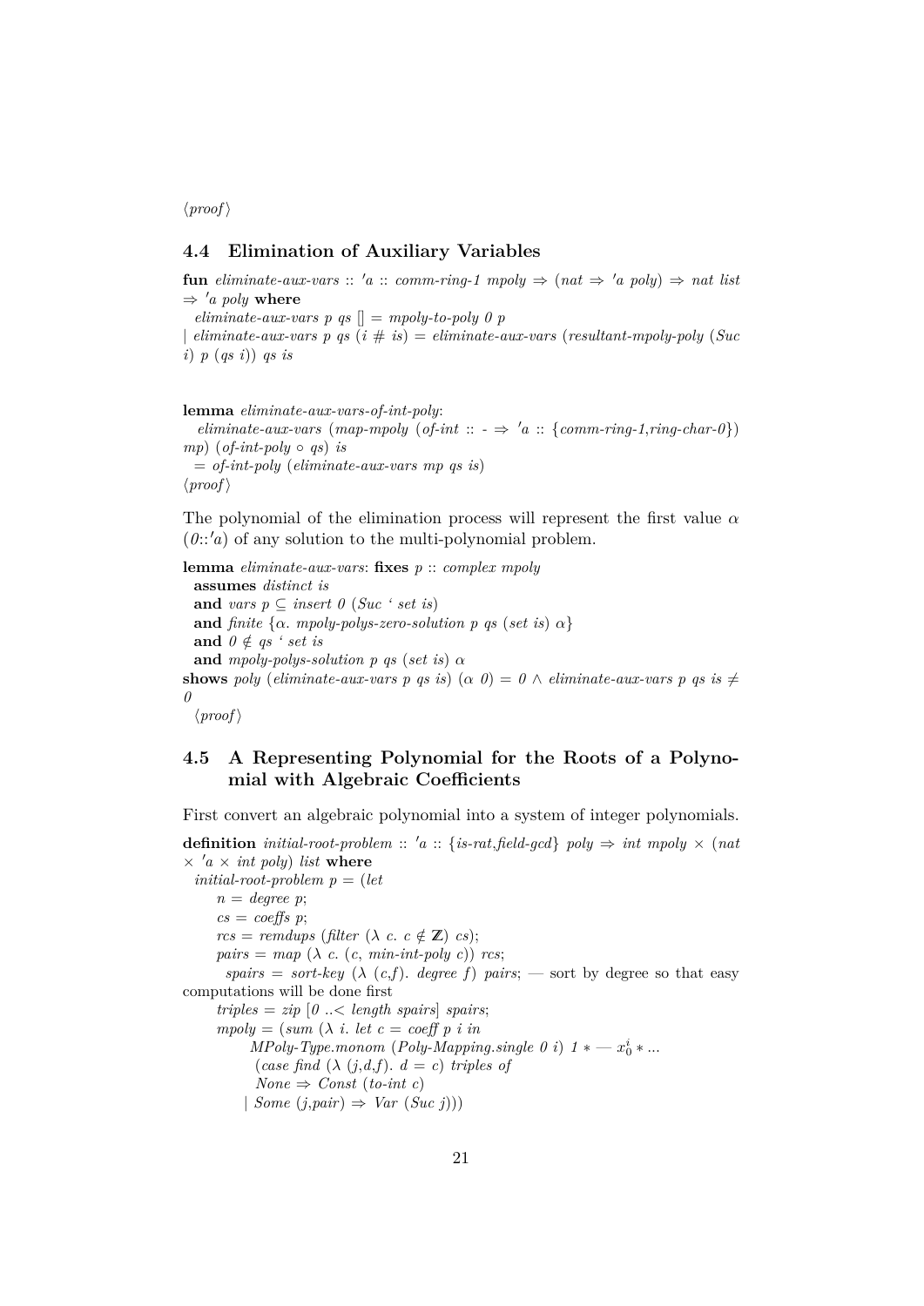⟨proof⟩

## 4.4 Elimination of Auxiliary Variables

**fun** *eliminate-aux-vars* :: *'a* :: *comm-ring-1 mpoly* ⇒ (*nat* ⇒ *'a poly*) ⇒ *nat list* ⇒ *'a poly* **where**
*eliminate-aux-vars p qs* [] = *mpoly-to-poly 0 p*
| *eliminate-aux-vars p qs* (*i* # *is*) = *eliminate-aux-vars* (*resultant-mpoly-poly* (*Suc i*) *p* (*qs i*)) *qs is*

**lemma** *eliminate-aux-vars-of-int-poly*:
*eliminate-aux-vars* (*map-mpoly* (*of-int* :: - ⇒ *'a* :: {*comm-ring-1*,*ring-char-0*}) *mp*) (*of-int-poly* ∘ *qs*) *is*
= *of-int-poly* (*eliminate-aux-vars mp qs is*)
⟨proof⟩

The polynomial of the elimination process will represent the first value $\alpha$ (*0*::*'a*) of any solution to the multi-polynomial problem.

**lemma** *eliminate-aux-vars*: **fixes** *p* :: *complex mpoly*
**assumes** *distinct is*
**and** *vars p* ⊆ *insert 0* (*Suc* ' *set is*)
**and** *finite* {$\alpha$. *mpoly-polys-zero-solution p qs* (*set is*) $\alpha$}
**and** *0* ∉ *qs* ' *set is*
**and** *mpoly-polys-solution p qs* (*set is*) $\alpha$
**shows** *poly* (*eliminate-aux-vars p qs is*) ($\alpha$ *0*) = *0* ∧ *eliminate-aux-vars p qs is* ≠ *0*
⟨proof⟩

## 4.5 A Representing Polynomial for the Roots of a Polynomial with Algebraic Coefficients

First convert an algebraic polynomial into a system of integer polynomials.

**definition** *initial-root-problem* :: *'a* :: {*is-rat*,*field-gcd*} *poly* ⇒ *int mpoly* × (*nat* × *'a* × *int poly*) *list* **where**
*initial-root-problem p* = (*let*
  *n* = *degree p*;
  *cs* = *coeffs p*;
  *rcs* = *remdups* (*filter* (λ *c*. *c* ∉ ℤ) *cs*);
  *pairs* = *map* (λ *c*. (*c*, *min-int-poly c*)) *rcs*;
  *spairs* = *sort-key* (λ (*c*,*f*). *degree f*) *pairs*; — sort by degree so that easy computations will be done first
  *triples* = *zip* [*0* ..< *length spairs*] *spairs*;
  *mpoly* = (*sum* (λ *i*. *let c* = *coeff p i in*
    *MPoly-Type.monom* (*Poly-Mapping.single 0 i*) *1* ∗ — $x_0^i$ ∗ ...
    (*case find* (λ (*j*,*d*,*f*). *d* = *c*) *triples of*
    *None* ⇒ *Const* (*to-int c*)
    | *Some* (*j*,*pair*) ⇒ *Var* (*Suc j*)))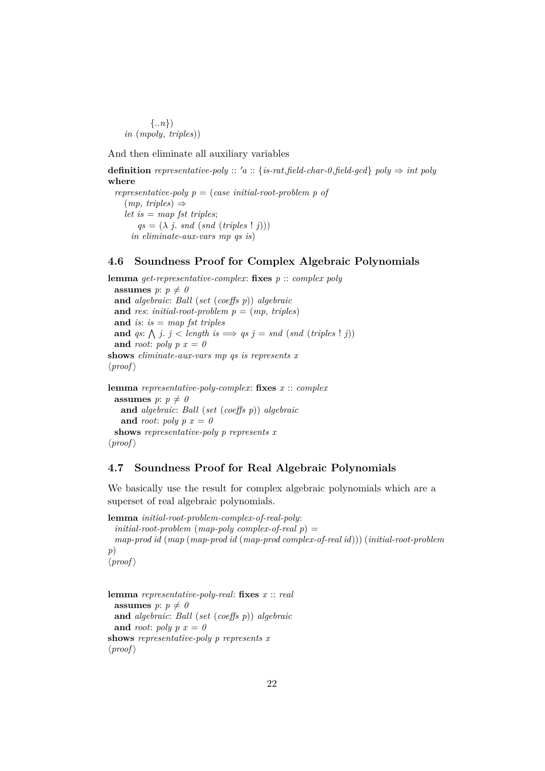```
      {..n})
   in (mpoly, triples))
```

And then eliminate all auxiliary variables

```
definition representative-poly :: 'a :: {is-rat,field-char-0,field-gcd} poly ⇒ int poly
where
  representative-poly p = (case initial-root-problem p of
    (mp, triples) ⇒
    let is = map fst triples;
        qs = (λ j. snd (snd (triples ! j)))
      in eliminate-aux-vars mp qs is)
```

## 4.6 Soundness Proof for Complex Algebraic Polynomials

```
lemma get-representative-complex: fixes p :: complex poly
  assumes p: p ≠ 0
  and algebraic: Ball (set (coeffs p)) algebraic
  and res: initial-root-problem p = (mp, triples)
  and is: is = map fst triples
  and qs: ⋀ j. j < length is ⟹ qs j = snd (snd (triples ! j))
  and root: poly p x = 0
shows eliminate-aux-vars mp qs is represents x
⟨proof⟩
```

```
lemma representative-poly-complex: fixes x :: complex
  assumes p: p ≠ 0
    and algebraic: Ball (set (coeffs p)) algebraic
    and root: poly p x = 0
  shows representative-poly p represents x
⟨proof⟩
```

## 4.7 Soundness Proof for Real Algebraic Polynomials

We basically use the result for complex algebraic polynomials which are a superset of real algebraic polynomials.

```
lemma initial-root-problem-complex-of-real-poly:
  initial-root-problem (map-poly complex-of-real p) =
  map-prod id (map (map-prod id (map-prod complex-of-real id))) (initial-root-problem
p)
⟨proof⟩
```

```
lemma representative-poly-real: fixes x :: real
  assumes p: p ≠ 0
  and algebraic: Ball (set (coeffs p)) algebraic
  and root: poly p x = 0
shows representative-poly p represents x
⟨proof⟩
```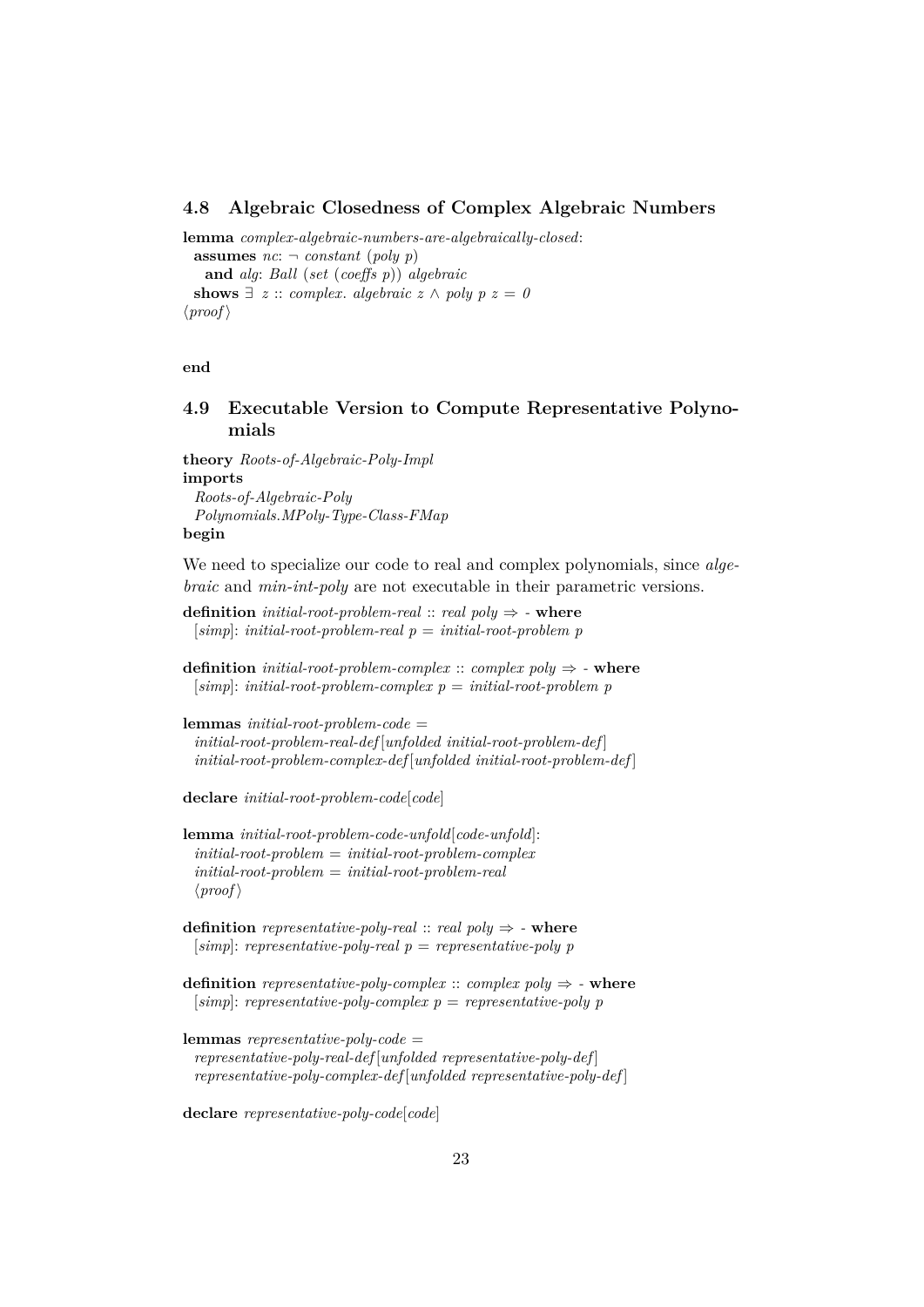## 4.8 Algebraic Closedness of Complex Algebraic Numbers

**lemma** *complex-algebraic-numbers-are-algebraically-closed*:
  **assumes** *nc*: ¬ *constant* (*poly p*)
    **and** *alg*: *Ball* (*set* (*coeffs p*)) *algebraic*
  **shows** ∃ *z* :: *complex. algebraic z* ∧ *poly p z* = *0*
⟨*proof*⟩

**end**

## 4.9 Executable Version to Compute Representative Polynomials

**theory** *Roots-of-Algebraic-Poly-Impl*
**imports**
  *Roots-of-Algebraic-Poly*
  *Polynomials.MPoly-Type-Class-FMap*
**begin**

We need to specialize our code to real and complex polynomials, since *algebraic* and *min-int-poly* are not executable in their parametric versions.

**definition** *initial-root-problem-real* :: *real poly* ⇒ - **where**
  [*simp*]: *initial-root-problem-real p* = *initial-root-problem p*

**definition** *initial-root-problem-complex* :: *complex poly* ⇒ - **where**
  [*simp*]: *initial-root-problem-complex p* = *initial-root-problem p*

**lemmas** *initial-root-problem-code* =
  *initial-root-problem-real-def*[*unfolded initial-root-problem-def*]
  *initial-root-problem-complex-def*[*unfolded initial-root-problem-def*]

**declare** *initial-root-problem-code*[*code*]

**lemma** *initial-root-problem-code-unfold*[*code-unfold*]:
  *initial-root-problem* = *initial-root-problem-complex*
  *initial-root-problem* = *initial-root-problem-real*
  ⟨*proof*⟩

**definition** *representative-poly-real* :: *real poly* ⇒ - **where**
  [*simp*]: *representative-poly-real p* = *representative-poly p*

**definition** *representative-poly-complex* :: *complex poly* ⇒ - **where**
  [*simp*]: *representative-poly-complex p* = *representative-poly p*

**lemmas** *representative-poly-code* =
  *representative-poly-real-def*[*unfolded representative-poly-def*]
  *representative-poly-complex-def*[*unfolded representative-poly-def*]

**declare** *representative-poly-code*[*code*]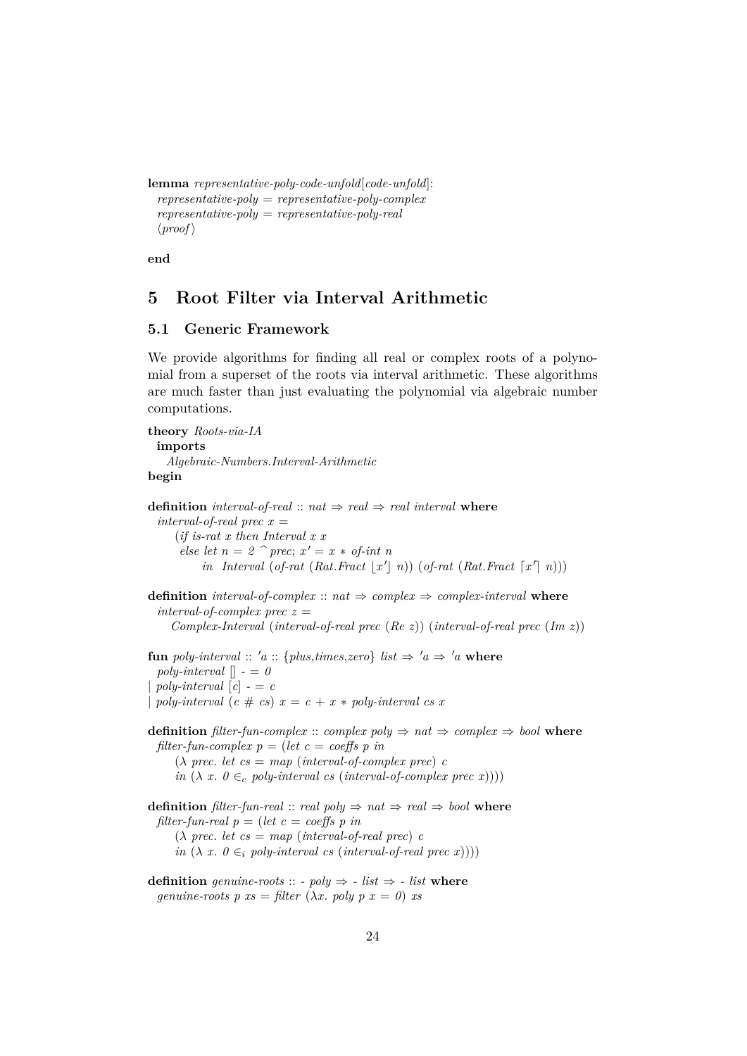```
lemma representative-poly-code-unfold[code-unfold]:
  representative-poly = representative-poly-complex
  representative-poly = representative-poly-real
  ⟨proof⟩

end
```

# 5 Root Filter via Interval Arithmetic

## 5.1 Generic Framework

We provide algorithms for finding all real or complex roots of a polynomial from a superset of the roots via interval arithmetic. These algorithms are much faster than just evaluating the polynomial via algebraic number computations.

```
theory Roots-via-IA
  imports
    Algebraic-Numbers.Interval-Arithmetic
begin

definition interval-of-real :: nat ⇒ real ⇒ real interval where
  interval-of-real prec x =
     (if is-rat x then Interval x x
      else let n = 2 ^ prec; x' = x * of-int n
           in  Interval (of-rat (Rat.Fract ⌊x'⌋ n)) (of-rat (Rat.Fract ⌈x'⌉ n)))

definition interval-of-complex :: nat ⇒ complex ⇒ complex-interval where
  interval-of-complex prec z =
     Complex-Interval (interval-of-real prec (Re z)) (interval-of-real prec (Im z))

fun poly-interval :: 'a :: {plus,times,zero} list ⇒ 'a ⇒ 'a where
  poly-interval [] - = 0
| poly-interval [c] - = c
| poly-interval (c # cs) x = c + x * poly-interval cs x

definition filter-fun-complex :: complex poly ⇒ nat ⇒ complex ⇒ bool where
  filter-fun-complex p = (let c = coeffs p in
     (λ prec. let cs = map (interval-of-complex prec) c
     in (λ x. 0 ∈c poly-interval cs (interval-of-complex prec x))))

definition filter-fun-real :: real poly ⇒ nat ⇒ real ⇒ bool where
  filter-fun-real p = (let c = coeffs p in
     (λ prec. let cs = map (interval-of-real prec) c
     in (λ x. 0 ∈i poly-interval cs (interval-of-real prec x))))

definition genuine-roots :: - poly ⇒ - list ⇒ - list where
  genuine-roots p xs = filter (λx. poly p x = 0) xs
```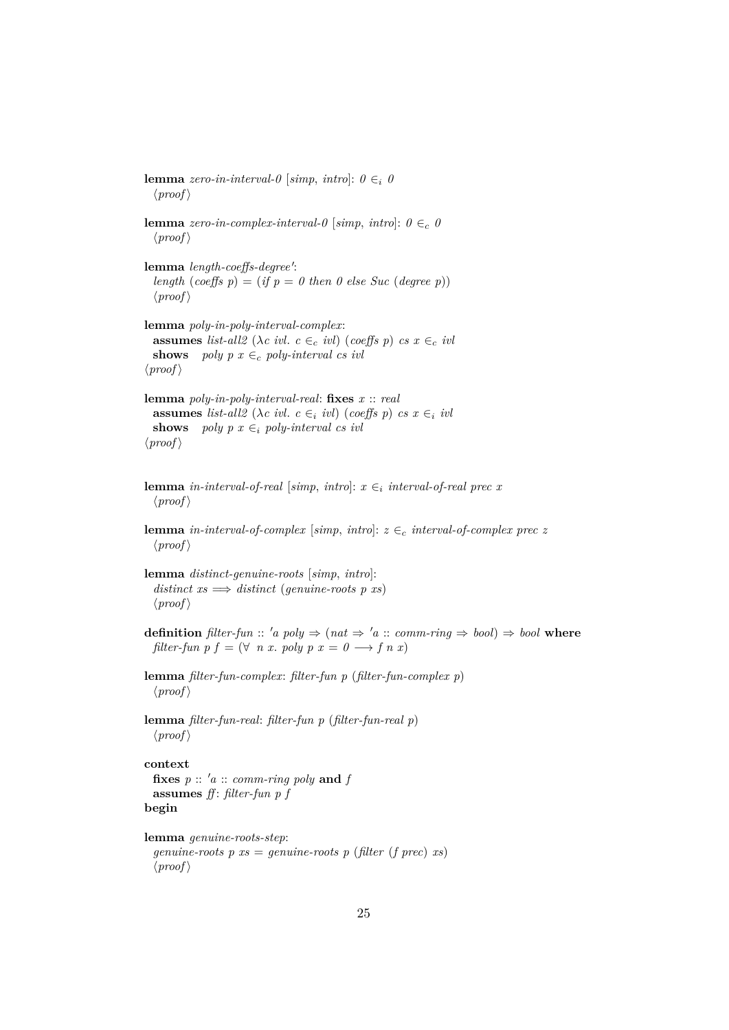**lemma** *zero-in-interval-0* [*simp*, *intro*]: $0 \in_i 0$
  ⟨*proof*⟩

**lemma** *zero-in-complex-interval-0* [*simp*, *intro*]: $0 \in_c 0$
  ⟨*proof*⟩

**lemma** *length-coeffs-degree'*:
  *length* (*coeffs p*) = (*if p* = *0 then 0 else Suc* (*degree p*))
  ⟨*proof*⟩

**lemma** *poly-in-poly-interval-complex*:
  **assumes** *list-all2* ($\lambda c$ *ivl*. $c \in_c$ *ivl*) (*coeffs p*) *cs* $x \in_c$ *ivl*
  **shows** *poly p x* $\in_c$ *poly-interval cs ivl*
⟨*proof*⟩

**lemma** *poly-in-poly-interval-real*: **fixes** *x* :: *real*
  **assumes** *list-all2* ($\lambda c$ *ivl*. $c \in_i$ *ivl*) (*coeffs p*) *cs* $x \in_i$ *ivl*
  **shows** *poly p x* $\in_i$ *poly-interval cs ivl*
⟨*proof*⟩

**lemma** *in-interval-of-real* [*simp*, *intro*]: $x \in_i$ *interval-of-real prec x*
  ⟨*proof*⟩

**lemma** *in-interval-of-complex* [*simp*, *intro*]: $z \in_c$ *interval-of-complex prec z*
  ⟨*proof*⟩

**lemma** *distinct-genuine-roots* [*simp*, *intro*]:
  *distinct xs* $\Longrightarrow$ *distinct* (*genuine-roots p xs*)
  ⟨*proof*⟩

**definition** *filter-fun* :: *'a poly* $\Rightarrow$ (*nat* $\Rightarrow$ *'a* :: *comm-ring* $\Rightarrow$ *bool*) $\Rightarrow$ *bool* **where**
  *filter-fun p f* = ($\forall$ *n x*. *poly p x* = *0* $\longrightarrow$ *f n x*)

**lemma** *filter-fun-complex*: *filter-fun p* (*filter-fun-complex p*)
  ⟨*proof*⟩

**lemma** *filter-fun-real*: *filter-fun p* (*filter-fun-real p*)
  ⟨*proof*⟩

**context**
  **fixes** *p* :: *'a* :: *comm-ring poly* **and** *f*
  **assumes** *ff*: *filter-fun p f*
**begin**

**lemma** *genuine-roots-step*:
  *genuine-roots p xs* = *genuine-roots p* (*filter* (*f prec*) *xs*)
  ⟨*proof*⟩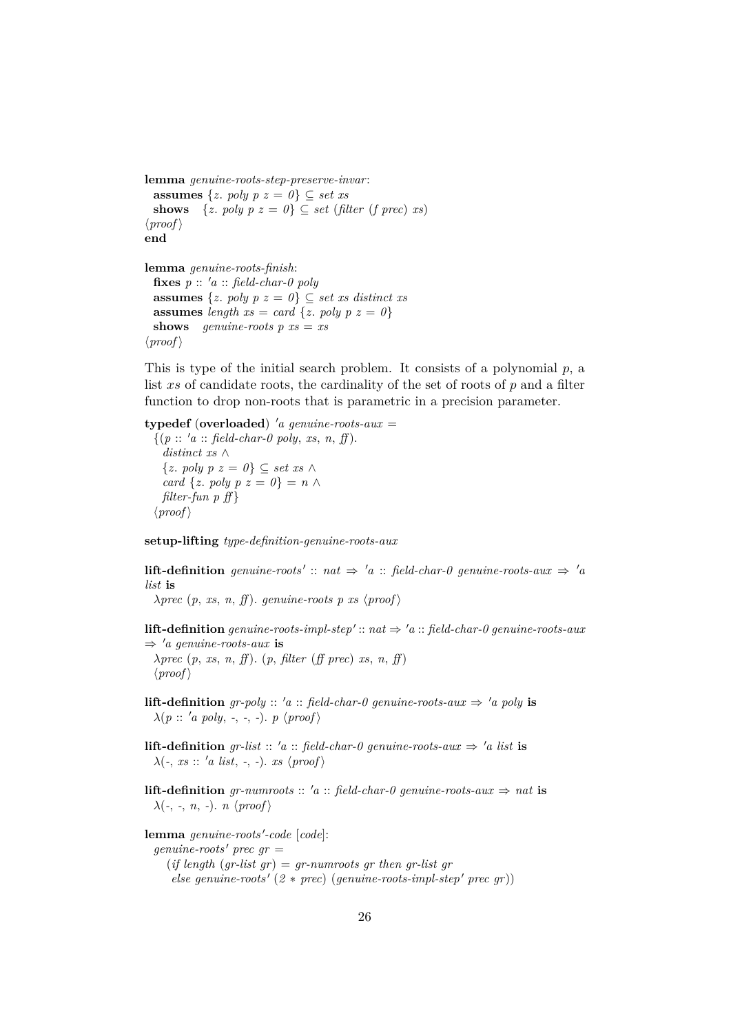```
lemma genuine-roots-step-preserve-invar:
  assumes {z. poly p z = 0} ⊆ set xs
  shows   {z. poly p z = 0} ⊆ set (filter (f prec) xs)
⟨proof⟩
end

lemma genuine-roots-finish:
  fixes p :: 'a :: field-char-0 poly
  assumes {z. poly p z = 0} ⊆ set xs distinct xs
  assumes length xs = card {z. poly p z = 0}
  shows   genuine-roots p xs = xs
⟨proof⟩
```

This is type of the initial search problem. It consists of a polynomial *p*, a list *xs* of candidate roots, the cardinality of the set of roots of *p* and a filter function to drop non-roots that is parametric in a precision parameter.

```
typedef (overloaded) 'a genuine-roots-aux =
  {(p :: 'a :: field-char-0 poly, xs, n, ff).
    distinct xs ∧
    {z. poly p z = 0} ⊆ set xs ∧
    card {z. poly p z = 0} = n ∧
    filter-fun p ff}
  ⟨proof⟩

setup-lifting type-definition-genuine-roots-aux

lift-definition genuine-roots' :: nat ⇒ 'a :: field-char-0 genuine-roots-aux ⇒ 'a
list is
  λprec (p, xs, n, ff). genuine-roots p xs ⟨proof⟩

lift-definition genuine-roots-impl-step' :: nat ⇒ 'a :: field-char-0 genuine-roots-aux
⇒ 'a genuine-roots-aux is
  λprec (p, xs, n, ff). (p, filter (ff prec) xs, n, ff)
  ⟨proof⟩

lift-definition gr-poly :: 'a :: field-char-0 genuine-roots-aux ⇒ 'a poly is
  λ(p :: 'a poly, -, -, -). p ⟨proof⟩

lift-definition gr-list :: 'a :: field-char-0 genuine-roots-aux ⇒ 'a list is
  λ(-, xs :: 'a list, -, -). xs ⟨proof⟩

lift-definition gr-numroots :: 'a :: field-char-0 genuine-roots-aux ⇒ nat is
  λ(-, -, n, -). n ⟨proof⟩

lemma genuine-roots'-code [code]:
  genuine-roots' prec gr =
    (if length (gr-list gr) = gr-numroots gr then gr-list gr
     else genuine-roots' (2 * prec) (genuine-roots-impl-step' prec gr))
```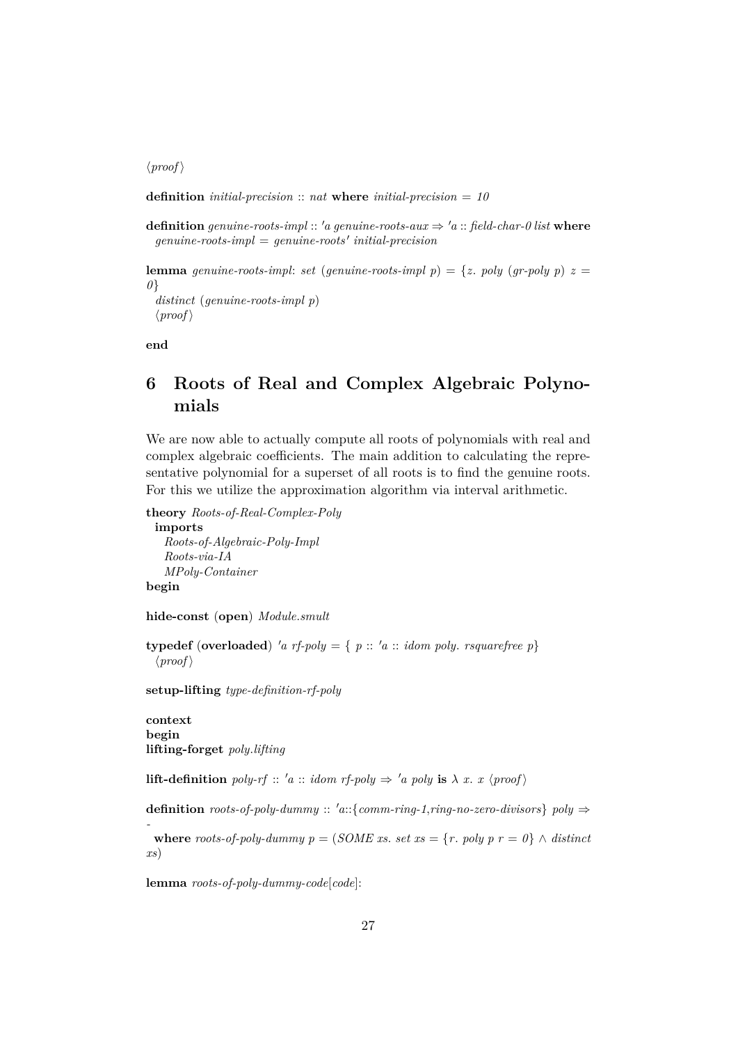⟨proof⟩

**definition** *initial-precision* :: *nat* **where** *initial-precision* = *10*

**definition** *genuine-roots-impl* :: *'a genuine-roots-aux* ⇒ *'a* :: *field-char-0 list* **where**
*genuine-roots-impl* = *genuine-roots' initial-precision*

**lemma** *genuine-roots-impl*: *set* (*genuine-roots-impl p*) = {*z*. *poly* (*gr-poly p*) *z* = *0*}
*distinct* (*genuine-roots-impl p*)
⟨proof⟩

**end**

# 6 Roots of Real and Complex Algebraic Polynomials

We are now able to actually compute all roots of polynomials with real and complex algebraic coefficients. The main addition to calculating the representative polynomial for a superset of all roots is to find the genuine roots. For this we utilize the approximation algorithm via interval arithmetic.

**theory** *Roots-of-Real-Complex-Poly*
**imports**
*Roots-of-Algebraic-Poly-Impl*
*Roots-via-IA*
*MPoly-Container*
**begin**

**hide-const** (**open**) *Module.smult*

**typedef** (**overloaded**) *'a rf-poly* = { *p* :: *'a* :: *idom poly*. *rsquarefree p*}
⟨proof⟩

**setup-lifting** *type-definition-rf-poly*

**context**
**begin**
**lifting-forget** *poly.lifting*

**lift-definition** *poly-rf* :: *'a* :: *idom rf-poly* ⇒ *'a poly* **is** λ *x*. *x* ⟨proof⟩

**definition** *roots-of-poly-dummy* :: *'a*::{*comm-ring-1*,*ring-no-zero-divisors*} *poly* ⇒ -
**where** *roots-of-poly-dummy p* = (*SOME xs*. *set xs* = {*r*. *poly p r* = *0*} ∧ *distinct xs*)

**lemma** *roots-of-poly-dummy-code*[*code*]: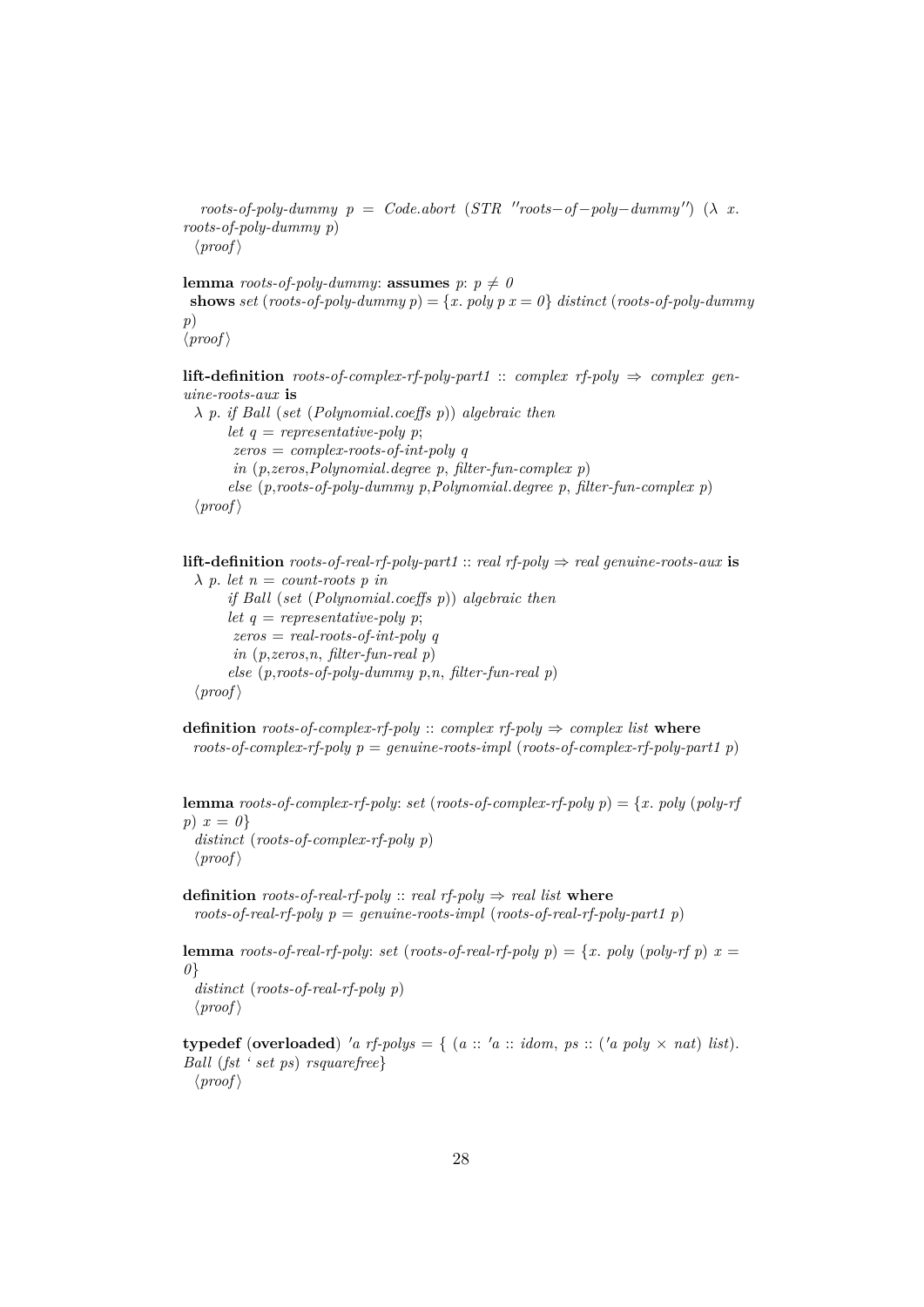*roots-of-poly-dummy p = Code.abort (STR ''roots−of−poly−dummy'') (λ x. roots-of-poly-dummy p)*
⟨*proof*⟩

**lemma** *roots-of-poly-dummy*: **assumes** *p*: *p ≠ 0*
**shows** *set* (*roots-of-poly-dummy p*) = {*x*. *poly p x* = *0*} *distinct* (*roots-of-poly-dummy p*)
⟨*proof*⟩

**lift-definition** *roots-of-complex-rf-poly-part1* :: *complex rf-poly* ⇒ *complex genuine-roots-aux* **is**
*λ p. if Ball* (*set* (*Polynomial.coeffs p*)) *algebraic then*
*let q = representative-poly p*;
*zeros = complex-roots-of-int-poly q*
*in* (*p*,*zeros*,*Polynomial.degree p*, *filter-fun-complex p*)
*else* (*p*,*roots-of-poly-dummy p*,*Polynomial.degree p*, *filter-fun-complex p*)
⟨*proof*⟩

**lift-definition** *roots-of-real-rf-poly-part1* :: *real rf-poly* ⇒ *real genuine-roots-aux* **is**
*λ p. let n = count-roots p in*
*if Ball* (*set* (*Polynomial.coeffs p*)) *algebraic then*
*let q = representative-poly p*;
*zeros = real-roots-of-int-poly q*
*in* (*p*,*zeros*,*n*, *filter-fun-real p*)
*else* (*p*,*roots-of-poly-dummy p*,*n*, *filter-fun-real p*)
⟨*proof*⟩

**definition** *roots-of-complex-rf-poly* :: *complex rf-poly* ⇒ *complex list* **where**
*roots-of-complex-rf-poly p = genuine-roots-impl* (*roots-of-complex-rf-poly-part1 p*)

**lemma** *roots-of-complex-rf-poly*: *set* (*roots-of-complex-rf-poly p*) = {*x*. *poly* (*poly-rf p*) *x* = *0*}
*distinct* (*roots-of-complex-rf-poly p*)
⟨*proof*⟩

**definition** *roots-of-real-rf-poly* :: *real rf-poly* ⇒ *real list* **where**
*roots-of-real-rf-poly p = genuine-roots-impl* (*roots-of-real-rf-poly-part1 p*)

**lemma** *roots-of-real-rf-poly*: *set* (*roots-of-real-rf-poly p*) = {*x*. *poly* (*poly-rf p*) *x* = *0*}
*distinct* (*roots-of-real-rf-poly p*)
⟨*proof*⟩

**typedef** (**overloaded**) *'a rf-polys* = { (*a* :: *'a* :: *idom*, *ps* :: (*'a poly* × *nat*) *list*). *Ball* (*fst ' set ps*) *rsquarefree*}
⟨*proof*⟩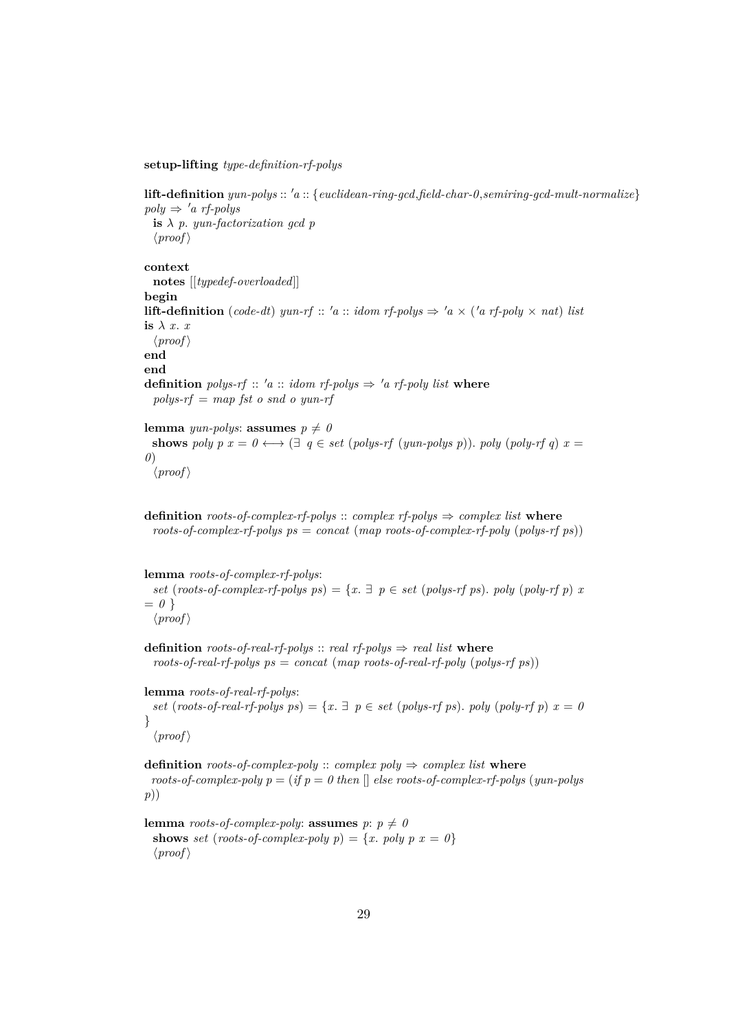**setup-lifting** *type-definition-rf-polys*

**lift-definition** *yun-polys* :: *'a* :: {*euclidean-ring-gcd*,*field-char-0*,*semiring-gcd-mult-normalize*} *poly* ⇒ *'a rf-polys*
  **is** *λ p. yun-factorization gcd p*
  ⟨*proof*⟩

**context**
  **notes** [[*typedef-overloaded*]]
**begin**
**lift-definition** (*code-dt*) *yun-rf* :: *'a* :: *idom rf-polys* ⇒ *'a* × (*'a rf-poly* × *nat*) *list*
**is** *λ x. x*
  ⟨*proof*⟩
**end**
**end**
**definition** *polys-rf* :: *'a* :: *idom rf-polys* ⇒ *'a rf-poly list* **where**
  *polys-rf = map fst o snd o yun-rf*

**lemma** *yun-polys*: **assumes** *p ≠ 0*
  **shows** *poly p x = 0 ⟷ (∃ q ∈ set (polys-rf (yun-polys p)). poly (poly-rf q) x = 0)*
  ⟨*proof*⟩

**definition** *roots-of-complex-rf-polys* :: *complex rf-polys* ⇒ *complex list* **where**
  *roots-of-complex-rf-polys ps = concat (map roots-of-complex-rf-poly (polys-rf ps))*

**lemma** *roots-of-complex-rf-polys*:
  *set (roots-of-complex-rf-polys ps) = {x. ∃ p ∈ set (polys-rf ps). poly (poly-rf p) x = 0 }*
  ⟨*proof*⟩

**definition** *roots-of-real-rf-polys* :: *real rf-polys* ⇒ *real list* **where**
  *roots-of-real-rf-polys ps = concat (map roots-of-real-rf-poly (polys-rf ps))*

**lemma** *roots-of-real-rf-polys*:
  *set (roots-of-real-rf-polys ps) = {x. ∃ p ∈ set (polys-rf ps). poly (poly-rf p) x = 0 }*
  ⟨*proof*⟩

**definition** *roots-of-complex-poly* :: *complex poly* ⇒ *complex list* **where**
  *roots-of-complex-poly p = (if p = 0 then [] else roots-of-complex-rf-polys (yun-polys p))*

**lemma** *roots-of-complex-poly*: **assumes** *p*: *p ≠ 0*
  **shows** *set (roots-of-complex-poly p) = {x. poly p x = 0}*
  ⟨*proof*⟩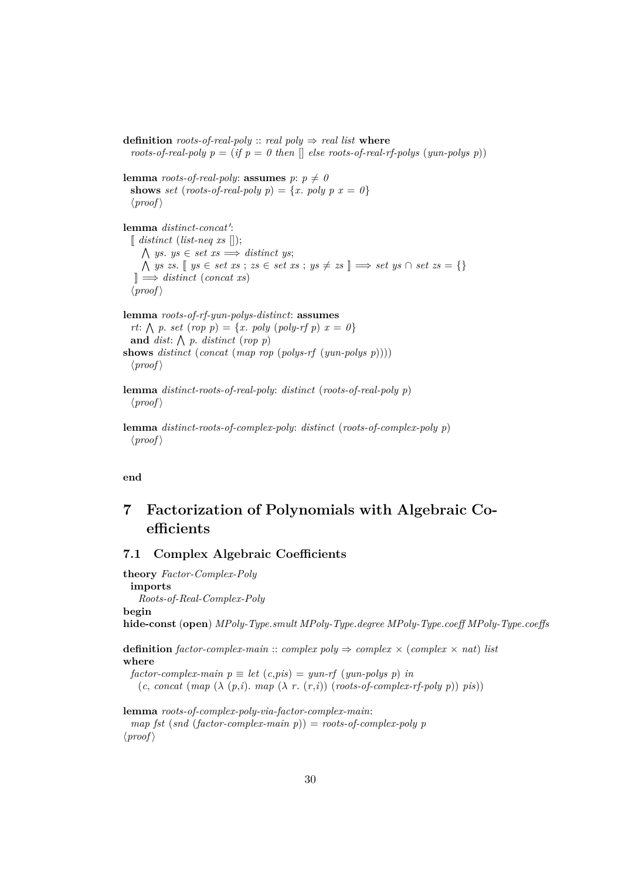```
definition roots-of-real-poly :: real poly ⇒ real list where
  roots-of-real-poly p = (if p = 0 then [] else roots-of-real-rf-polys (yun-polys p))

lemma roots-of-real-poly: assumes p: p ≠ 0
  shows set (roots-of-real-poly p) = {x. poly p x = 0}
  ⟨proof⟩

lemma distinct-concat':
  ⟦ distinct (list-neq xs []);
     ⋀ ys. ys ∈ set xs ⟹ distinct ys;
     ⋀ ys zs. ⟦ ys ∈ set xs ; zs ∈ set xs ; ys ≠ zs ⟧ ⟹ set ys ∩ set zs = {}
  ⟧ ⟹ distinct (concat xs)
  ⟨proof⟩

lemma roots-of-rf-yun-polys-distinct: assumes
  rt: ⋀ p. set (rop p) = {x. poly (poly-rf p) x = 0}
  and dist: ⋀ p. distinct (rop p)
shows distinct (concat (map rop (polys-rf (yun-polys p))))
  ⟨proof⟩

lemma distinct-roots-of-real-poly: distinct (roots-of-real-poly p)
  ⟨proof⟩

lemma distinct-roots-of-complex-poly: distinct (roots-of-complex-poly p)
  ⟨proof⟩


end
```

# 7 Factorization of Polynomials with Algebraic Coefficients

## 7.1 Complex Algebraic Coefficients

```
theory Factor-Complex-Poly
  imports
    Roots-of-Real-Complex-Poly
begin
hide-const (open) MPoly-Type.smult MPoly-Type.degree MPoly-Type.coeff MPoly-Type.coeffs

definition factor-complex-main :: complex poly ⇒ complex × (complex × nat) list
where
  factor-complex-main p ≡ let (c,pis) = yun-rf (yun-polys p) in
    (c, concat (map (λ (p,i). map (λ r. (r,i)) (roots-of-complex-rf-poly p)) pis))

lemma roots-of-complex-poly-via-factor-complex-main:
  map fst (snd (factor-complex-main p)) = roots-of-complex-poly p
⟨proof⟩
```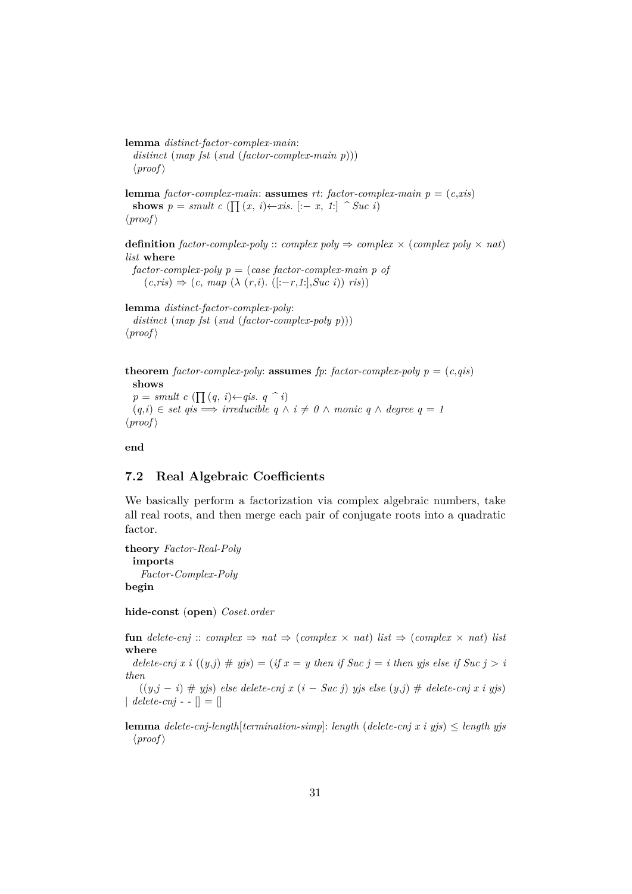**lemma** *distinct-factor-complex-main*:
  *distinct* (*map fst* (*snd* (*factor-complex-main p*)))
  ⟨*proof*⟩

**lemma** *factor-complex-main*: **assumes** *rt*: *factor-complex-main p* = (*c*,*xis*)
  **shows** *p* = *smult c* (∏ (*x*, *i*)←*xis*. [:− *x*, *1*:] ^ *Suc i*)
⟨*proof*⟩

**definition** *factor-complex-poly* :: *complex poly* ⇒ *complex* × (*complex poly* × *nat*) *list* **where**
  *factor-complex-poly p* = (*case factor-complex-main p of*
    (*c*,*ris*) ⇒ (*c*, *map* (λ (*r*,*i*). ([:−*r*,*1*:],*Suc i*)) *ris*))

**lemma** *distinct-factor-complex-poly*:
  *distinct* (*map fst* (*snd* (*factor-complex-poly p*)))
⟨*proof*⟩

**theorem** *factor-complex-poly*: **assumes** *fp*: *factor-complex-poly p* = (*c*,*qis*)
  **shows**
  *p* = *smult c* (∏ (*q*, *i*)←*qis*. *q* ^ *i*)
  (*q*,*i*) ∈ *set qis* ⟹ *irreducible q* ∧ *i* ≠ *0* ∧ *monic q* ∧ *degree q* = *1*
⟨*proof*⟩

**end**

## 7.2 Real Algebraic Coefficients

We basically perform a factorization via complex algebraic numbers, take all real roots, and then merge each pair of conjugate roots into a quadratic factor.

**theory** *Factor-Real-Poly*
  **imports**
    *Factor-Complex-Poly*
**begin**

**hide-const** (**open**) *Coset.order*

**fun** *delete-cnj* :: *complex* ⇒ *nat* ⇒ (*complex* × *nat*) *list* ⇒ (*complex* × *nat*) *list* **where**
  *delete-cnj x i* ((*y*,*j*) # *yjs*) = (*if x* = *y then if Suc j* = *i then yjs else if Suc j* > *i then*
    ((*y*,*j* − *i*) # *yjs*) *else delete-cnj x* (*i* − *Suc j*) *yjs else* (*y*,*j*) # *delete-cnj x i yjs*)
| *delete-cnj* - - [] = []

**lemma** *delete-cnj-length*[*termination-simp*]: *length* (*delete-cnj x i yjs*) ≤ *length yjs*
  ⟨*proof*⟩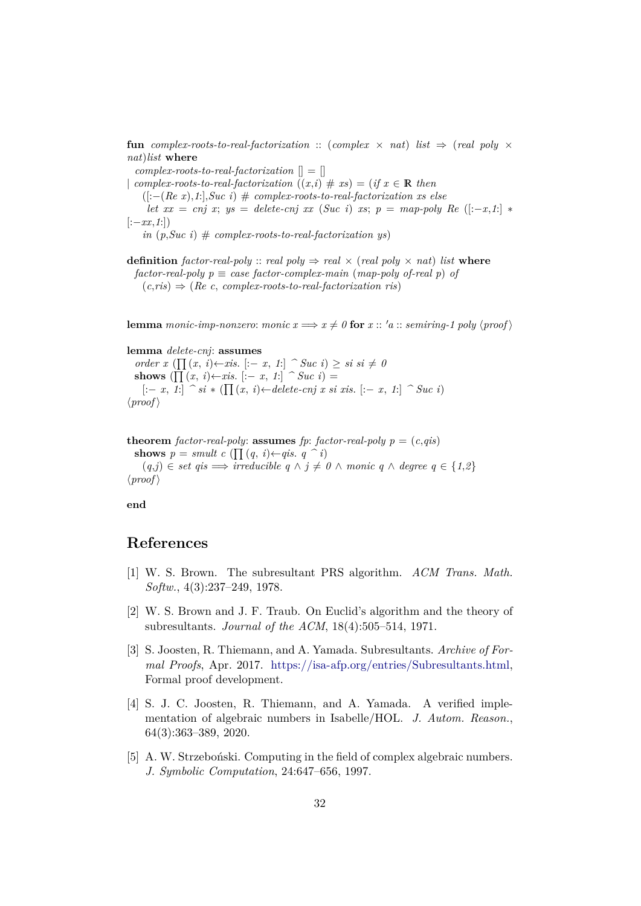**fun** *complex-roots-to-real-factorization* :: (*complex* × *nat*) *list* ⇒ (*real poly* × *nat*)*list* **where**

*complex-roots-to-real-factorization* [] = []

| *complex-roots-to-real-factorization* ((*x*,*i*) # *xs*) = (*if x* ∈ ℝ *then*

([:−(*Re x*),*1*:],*Suc i*) # *complex-roots-to-real-factorization xs else*

*let xx* = *cnj x*; *ys* = *delete-cnj xx* (*Suc i*) *xs*; *p* = *map-poly Re* ([:−*x*,*1*:] ∗ [:−*xx*,*1*:])

*in* (*p*,*Suc i*) # *complex-roots-to-real-factorization ys*)

**definition** *factor-real-poly* :: *real poly* ⇒ *real* × (*real poly* × *nat*) *list* **where**

*factor-real-poly p* ≡ *case factor-complex-main* (*map-poly of-real p*) *of*

(*c*,*ris*) ⇒ (*Re c*, *complex-roots-to-real-factorization ris*)

**lemma** *monic-imp-nonzero*: *monic x* ⟹ *x* ≠ *0* **for** *x* :: *'a* :: *semiring-1 poly* ⟨*proof*⟩

**lemma** *delete-cnj*: **assumes**

*order x* (∏(*x*, *i*)←*xis*. [:− *x*, *1*:] ^ *Suc i*) ≥ *si si* ≠ *0*

**shows** (∏(*x*, *i*)←*xis*. [:− *x*, *1*:] ^ *Suc i*) =

[:− *x*, *1*:] ^ *si* ∗ (∏(*x*, *i*)←*delete-cnj x si xis*. [:− *x*, *1*:] ^ *Suc i*)

⟨*proof*⟩

**theorem** *factor-real-poly*: **assumes** *fp*: *factor-real-poly p* = (*c*,*qis*)

**shows** *p* = *smult c* (∏(*q*, *i*)←*qis*. *q* ^ *i*)

(*q*,*j*) ∈ *set qis* ⟹ *irreducible q* ∧ *j* ≠ *0* ∧ *monic q* ∧ *degree q* ∈ {*1*,*2*}

⟨*proof*⟩

**end**

# References

[1] W. S. Brown. The subresultant PRS algorithm. *ACM Trans. Math. Softw.*, 4(3):237–249, 1978.

[2] W. S. Brown and J. F. Traub. On Euclid's algorithm and the theory of subresultants. *Journal of the ACM*, 18(4):505–514, 1971.

[3] S. Joosten, R. Thiemann, and A. Yamada. Subresultants. *Archive of Formal Proofs*, Apr. 2017. https://isa-afp.org/entries/Subresultants.html, Formal proof development.

[4] S. J. C. Joosten, R. Thiemann, and A. Yamada. A verified implementation of algebraic numbers in Isabelle/HOL. *J. Autom. Reason.*, 64(3):363–389, 2020.

[5] A. W. Strzeboński. Computing in the field of complex algebraic numbers. *J. Symbolic Computation*, 24:647–656, 1997.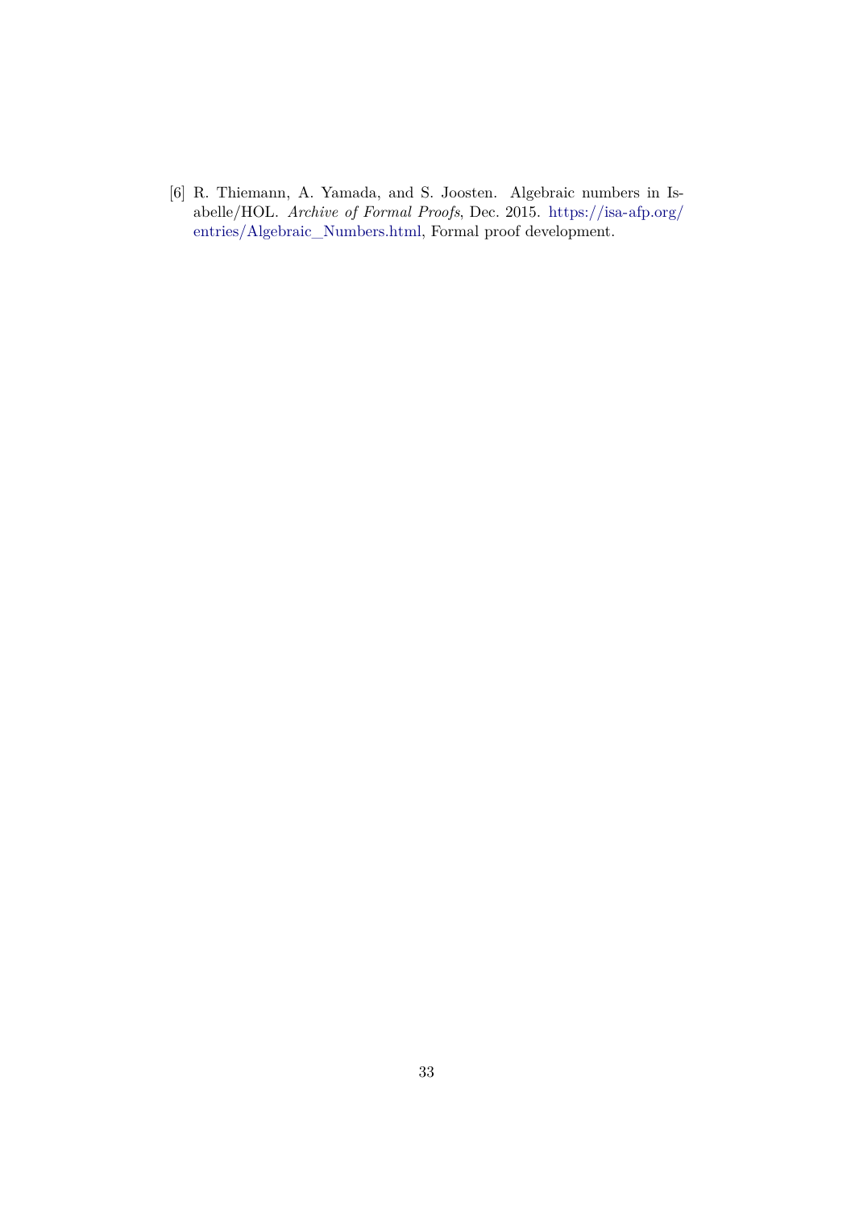[6] R. Thiemann, A. Yamada, and S. Joosten. Algebraic numbers in Isabelle/HOL. *Archive of Formal Proofs*, Dec. 2015. https://isa-afp.org/entries/Algebraic_Numbers.html, Formal proof development.